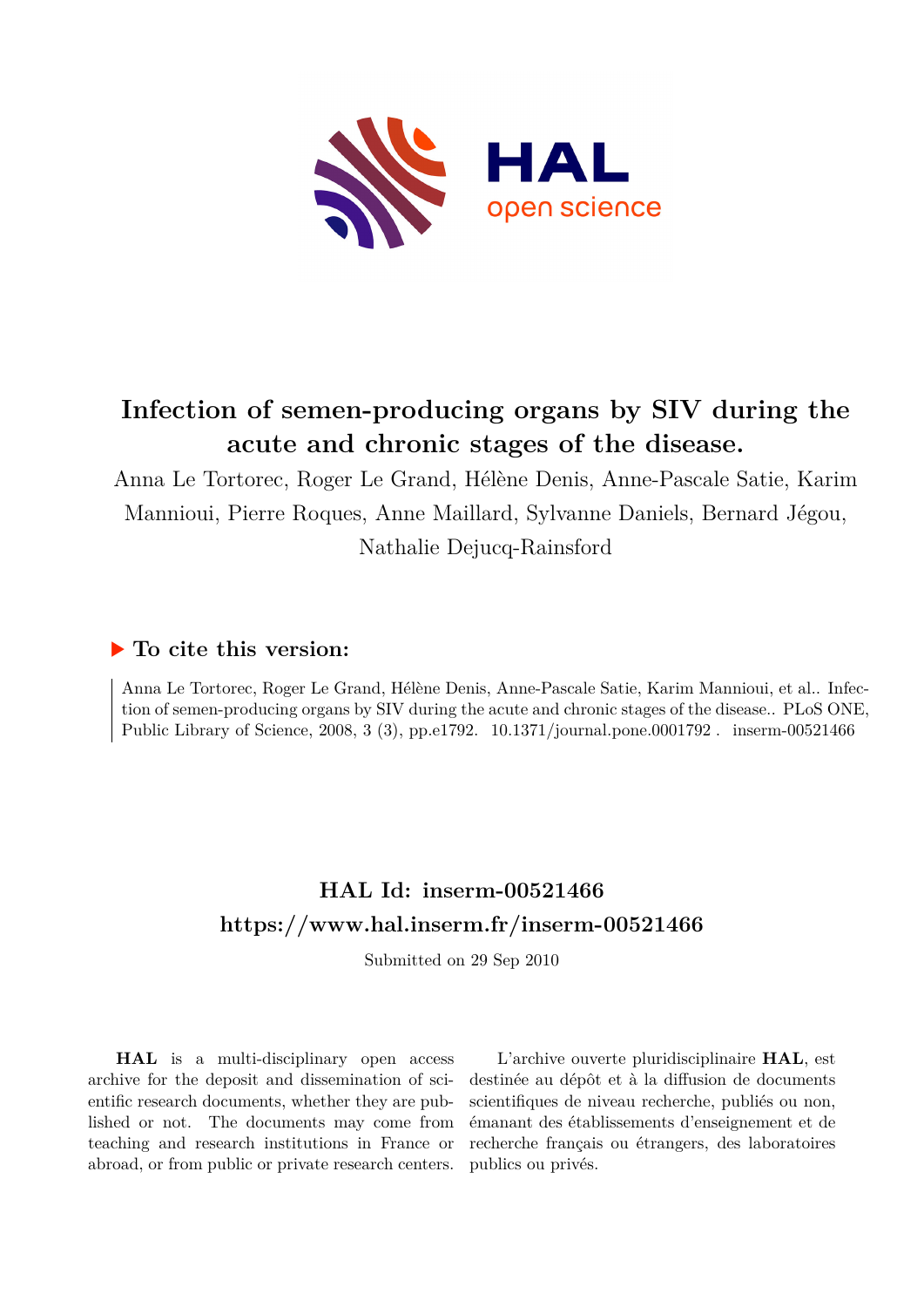# Infection of semen-producing organs by SIV during the acute and chronic stages of the disease.

Anna Le Tortorec, Roger Le Grand, Hélène Denis, Anne-Pascale Satie, Karim Mannioui, Pierre Roques, Anne Maillard, Sylvanne Daniels, Bernard Jégou, Nathalie Dejucq-Rainsford

## ▶ To cite this version:

Anna Le Tortorec, Roger Le Grand, Hélène Denis, Anne-Pascale Satie, Karim Mannioui, et al.. Infection of semen-producing organs by SIV during the acute and chronic stages of the disease.. PLoS ONE, Public Library of Science, 2008, 3 (3), pp.e1792. 10.1371/journal.pone.0001792 . inserm-00521466

## HAL Id: inserm-00521466

## https://www.hal.inserm.fr/inserm-00521466

Submitted on 29 Sep 2010

**HAL** is a multi-disciplinary open access archive for the deposit and dissemination of scientific research documents, whether they are published or not. The documents may come from teaching and research institutions in France or abroad, or from public or private research centers.

L'archive ouverte pluridisciplinaire **HAL**, est destinée au dépôt et à la diffusion de documents scientifiques de niveau recherche, publiés ou non, émanant des établissements d'enseignement et de recherche français ou étrangers, des laboratoires publics ou privés.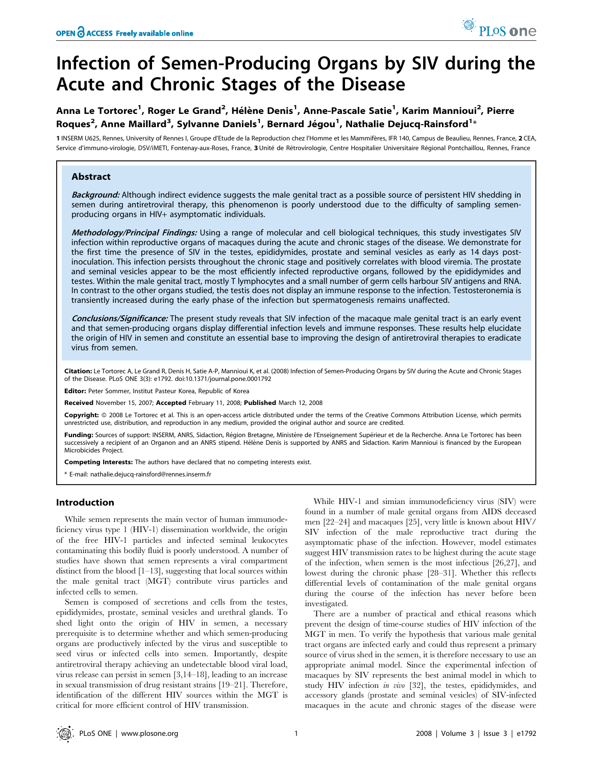# Infection of Semen-Producing Organs by SIV during the Acute and Chronic Stages of the Disease

**Anna Le Tortorec[1], Roger Le Grand[2], Hélène Denis[1], Anne-Pascale Satie[1], Karim Mannioui[2], Pierre Roques[2], Anne Maillard[3], Sylvanne Daniels[1], Bernard Jégou[1], Nathalie Dejucq-Rainsford[1]***

**1** INSERM U625, Rennes, University of Rennes I, Groupe d'Etude de la Reproduction chez l'Homme et les Mammifères, IFR 140, Campus de Beaulieu, Rennes, France, **2** CEA, Service d'immuno-virologie, DSV/iMETI, Fontenay-aux-Roses, France, **3** Unité de Rétrovirologie, Centre Hospitalier Universitaire Régional Pontchaillou, Rennes, France

## Abstract

***Background:*** Although indirect evidence suggests the male genital tract as a possible source of persistent HIV shedding in semen during antiretroviral therapy, this phenomenon is poorly understood due to the difficulty of sampling semen-producing organs in HIV+ asymptomatic individuals.

***Methodology/Principal Findings:*** Using a range of molecular and cell biological techniques, this study investigates SIV infection within reproductive organs of macaques during the acute and chronic stages of the disease. We demonstrate for the first time the presence of SIV in the testes, epididymides, prostate and seminal vesicles as early as 14 days post-inoculation. This infection persists throughout the chronic stage and positively correlates with blood viremia. The prostate and seminal vesicles appear to be the most efficiently infected reproductive organs, followed by the epididymides and testes. Within the male genital tract, mostly T lymphocytes and a small number of germ cells harbour SIV antigens and RNA. In contrast to the other organs studied, the testis does not display an immune response to the infection. Testosteronemia is transiently increased during the early phase of the infection but spermatogenesis remains unaffected.

***Conclusions/Significance:*** The present study reveals that SIV infection of the macaque male genital tract is an early event and that semen-producing organs display differential infection levels and immune responses. These results help elucidate the origin of HIV in semen and constitute an essential base to improving the design of antiretroviral therapies to eradicate virus from semen.

**Citation:** Le Tortorec A, Le Grand R, Denis H, Satie A-P, Mannioui K, et al. (2008) Infection of Semen-Producing Organs by SIV during the Acute and Chronic Stages of the Disease. PLoS ONE 3(3): e1792. doi:10.1371/journal.pone.0001792

**Editor:** Peter Sommer, Institut Pasteur Korea, Republic of Korea

**Received** November 15, 2007; **Accepted** February 11, 2008; **Published** March 12, 2008

**Copyright:** © 2008 Le Tortorec et al. This is an open-access article distributed under the terms of the Creative Commons Attribution License, which permits unrestricted use, distribution, and reproduction in any medium, provided the original author and source are credited.

**Funding:** Sources of support: INSERM, ANRS, Sidaction, Région Bretagne, Ministère de l'Enseignement Supérieur et de la Recherche. Anna Le Tortorec has been successively a recipient of an Organon and an ANRS stipend. Hélène Denis is supported by ANRS and Sidaction. Karim Mannioui is financed by the European Microbicides Project.

**Competing Interests:** The authors have declared that no competing interests exist.

\* E-mail: nathalie.dejucq-rainsford@rennes.inserm.fr

## Introduction

While semen represents the main vector of human immunodeficiency virus type 1 (HIV-1) dissemination worldwide, the origin of the free HIV-1 particles and infected seminal leukocytes contaminating this bodily fluid is poorly understood. A number of studies have shown that semen represents a viral compartment distinct from the blood [1–13], suggesting that local sources within the male genital tract (MGT) contribute virus particles and infected cells to semen.

Semen is composed of secretions and cells from the testes, epididymides, prostate, seminal vesicles and urethral glands. To shed light onto the origin of HIV in semen, a necessary prerequisite is to determine whether and which semen-producing organs are productively infected by the virus and susceptible to seed virus or infected cells into semen. Importantly, despite antiretroviral therapy achieving an undetectable blood viral load, virus release can persist in semen [3,14–18], leading to an increase in sexual transmission of drug resistant strains [19–21]. Therefore, identification of the different HIV sources within the MGT is critical for more efficient control of HIV transmission.

While HIV-1 and simian immunodeficiency virus (SIV) were found in a number of male genital organs from AIDS deceased men [22–24] and macaques [25], very little is known about HIV/SIV infection of the male reproductive tract during the asymptomatic phase of the infection. However, model estimates suggest HIV transmission rates to be highest during the acute stage of the infection, when semen is the most infectious [26,27], and lowest during the chronic phase [28–31]. Whether this reflects differential levels of contamination of the male genital organs during the course of the infection has never before been investigated.

There are a number of practical and ethical reasons which prevent the design of time-course studies of HIV infection of the MGT in men. To verify the hypothesis that various male genital tract organs are infected early and could thus represent a primary source of virus shed in the semen, it is therefore necessary to use an appropriate animal model. Since the experimental infection of macaques by SIV represents the best animal model in which to study HIV infection *in vivo* [32], the testes, epididymides, and accessory glands (prostate and seminal vesicles) of SIV-infected macaques in the acute and chronic stages of the disease were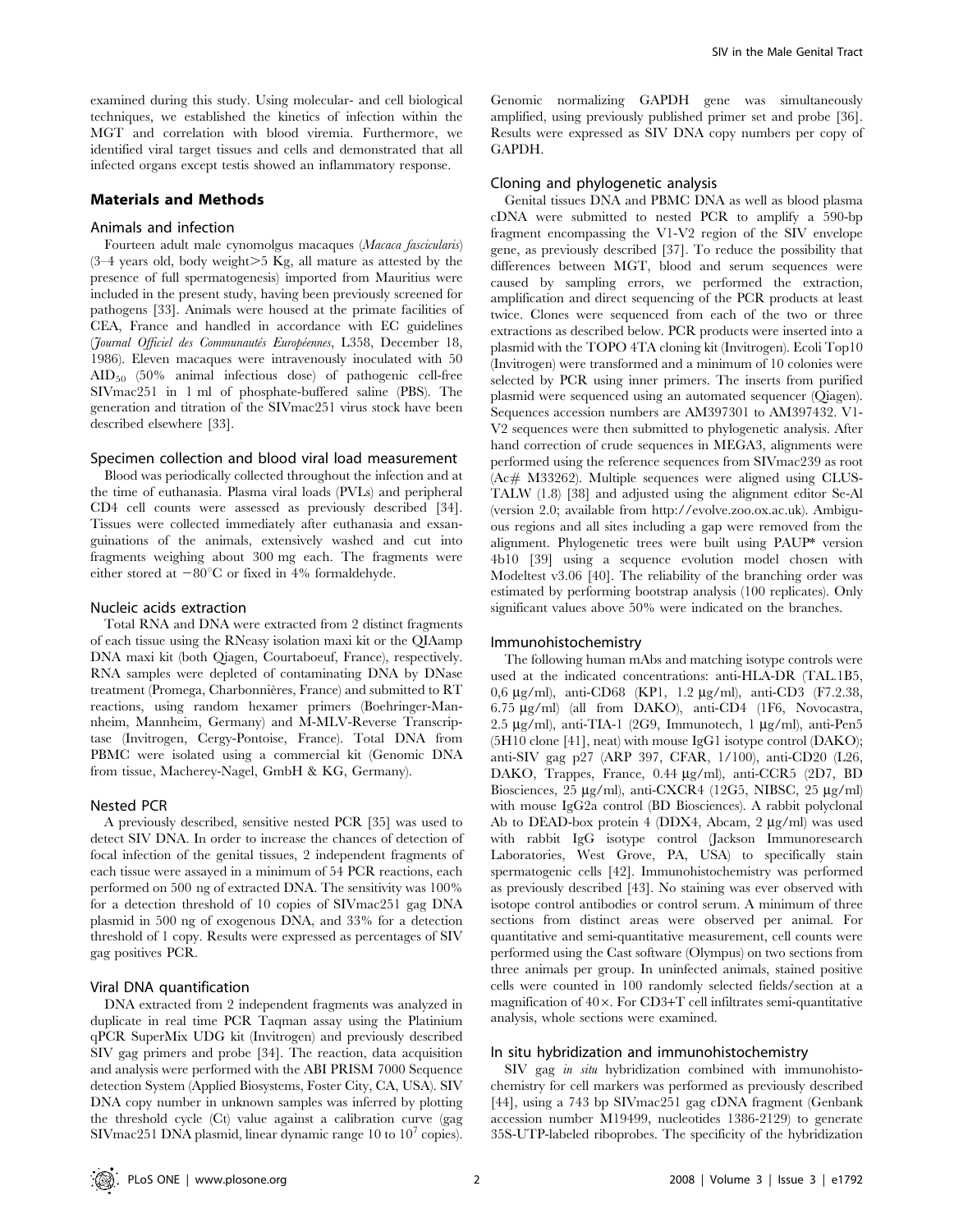examined during this study. Using molecular- and cell biological techniques, we established the kinetics of infection within the MGT and correlation with blood viremia. Furthermore, we identified viral target tissues and cells and demonstrated that all infected organs except testis showed an inflammatory response.

## Materials and Methods

### Animals and infection

Fourteen adult male cynomolgus macaques (*Macaca fascicularis*) (3–4 years old, body weight>5 Kg, all mature as attested by the presence of full spermatogenesis) imported from Mauritius were included in the present study, having been previously screened for pathogens [33]. Animals were housed at the primate facilities of CEA, France and handled in accordance with EC guidelines (*Journal Officiel des Communautés Européennes*, L358, December 18, 1986). Eleven macaques were intravenously inoculated with 50 $AID_{50}$ (50% animal infectious dose) of pathogenic cell-free SIVmac251 in 1 ml of phosphate-buffered saline (PBS). The generation and titration of the SIVmac251 virus stock have been described elsewhere [33].

### Specimen collection and blood viral load measurement

Blood was periodically collected throughout the infection and at the time of euthanasia. Plasma viral loads (PVLs) and peripheral CD4 cell counts were assessed as previously described [34]. Tissues were collected immediately after euthanasia and exsanguinations of the animals, extensively washed and cut into fragments weighing about 300 mg each. The fragments were either stored at −80°C or fixed in 4% formaldehyde.

### Nucleic acids extraction

Total RNA and DNA were extracted from 2 distinct fragments of each tissue using the RNeasy isolation maxi kit or the QIAamp DNA maxi kit (both Qiagen, Courtaboeuf, France), respectively. RNA samples were depleted of contaminating DNA by DNase treatment (Promega, Charbonnières, France) and submitted to RT reactions, using random hexamer primers (Boehringer-Mannheim, Mannheim, Germany) and M-MLV-Reverse Transcriptase (Invitrogen, Cergy-Pontoise, France). Total DNA from PBMC were isolated using a commercial kit (Genomic DNA from tissue, Macherey-Nagel, GmbH & KG, Germany).

### Nested PCR

A previously described, sensitive nested PCR [35] was used to detect SIV DNA. In order to increase the chances of detection of focal infection of the genital tissues, 2 independent fragments of each tissue were assayed in a minimum of 54 PCR reactions, each performed on 500 ng of extracted DNA. The sensitivity was 100% for a detection threshold of 10 copies of SIVmac251 gag DNA plasmid in 500 ng of exogenous DNA, and 33% for a detection threshold of 1 copy. Results were expressed as percentages of SIV gag positives PCR.

### Viral DNA quantification

DNA extracted from 2 independent fragments was analyzed in duplicate in real time PCR Taqman assay using the Platinium qPCR SuperMix UDG kit (Invitrogen) and previously described SIV gag primers and probe [34]. The reaction, data acquisition and analysis were performed with the ABI PRISM 7000 Sequence detection System (Applied Biosystems, Foster City, CA, USA). SIV DNA copy number in unknown samples was inferred by plotting the threshold cycle (Ct) value against a calibration curve (gag SIVmac251 DNA plasmid, linear dynamic range 10 to $10^7$ copies). Genomic normalizing GAPDH gene was simultaneously amplified, using previously published primer set and probe [36]. Results were expressed as SIV DNA copy numbers per copy of GAPDH.

### Cloning and phylogenetic analysis

Genital tissues DNA and PBMC DNA as well as blood plasma cDNA were submitted to nested PCR to amplify a 590-bp fragment encompassing the V1-V2 region of the SIV envelope gene, as previously described [37]. To reduce the possibility that differences between MGT, blood and serum sequences were caused by sampling errors, we performed the extraction, amplification and direct sequencing of the PCR products at least twice. Clones were sequenced from each of the two or three extractions as described below. PCR products were inserted into a plasmid with the TOPO 4TA cloning kit (Invitrogen). Ecoli Top10 (Invitrogen) were transformed and a minimum of 10 colonies were selected by PCR using inner primers. The inserts from purified plasmid were sequenced using an automated sequencer (Qiagen). Sequences accession numbers are AM397301 to AM397432. V1-V2 sequences were then submitted to phylogenetic analysis. After hand correction of crude sequences in MEGA3, alignments were performed using the reference sequences from SIVmac239 as root (Ac# M33262). Multiple sequences were aligned using CLUSTALW (1.8) [38] and adjusted using the alignment editor Se-Al (version 2.0; available from http://evolve.zoo.ox.ac.uk). Ambiguous regions and all sites including a gap were removed from the alignment. Phylogenetic trees were built using PAUP* version 4b10 [39] using a sequence evolution model chosen with Modeltest v3.06 [40]. The reliability of the branching order was estimated by performing bootstrap analysis (100 replicates). Only significant values above 50% were indicated on the branches.

### Immunohistochemistry

The following human mAbs and matching isotype controls were used at the indicated concentrations: anti-HLA-DR (TAL.1B5, 0,6 µg/ml), anti-CD68 (KP1, 1.2 µg/ml), anti-CD3 (F7.2.38, 6.75 µg/ml) (all from DAKO), anti-CD4 (1F6, Novocastra, 2.5 µg/ml), anti-TIA-1 (2G9, Immunotech, 1 µg/ml), anti-Pen5 (5H10 clone [41], neat) with mouse IgG1 isotype control (DAKO); anti-SIV gag p27 (ARP 397, CFAR, 1/100), anti-CD20 (L26, DAKO, Trappes, France, 0.44 µg/ml), anti-CCR5 (2D7, BD Biosciences, 25 µg/ml), anti-CXCR4 (12G5, NIBSC, 25 µg/ml) with mouse IgG2a control (BD Biosciences). A rabbit polyclonal Ab to DEAD-box protein 4 (DDX4, Abcam, 2 µg/ml) was used with rabbit IgG isotype control (Jackson Immunoresearch Laboratories, West Grove, PA, USA) to specifically stain spermatogenic cells [42]. Immunohistochemistry was performed as previously described [43]. No staining was ever observed with isotope control antibodies or control serum. A minimum of three sections from distinct areas were observed per animal. For quantitative and semi-quantitative measurement, cell counts were performed using the Cast software (Olympus) on two sections from three animals per group. In uninfected animals, stained positive cells were counted in 100 randomly selected fields/section at a magnification of 40×. For CD3+T cell infiltrates semi-quantitative analysis, whole sections were examined.

### In situ hybridization and immunohistochemistry

SIV gag *in situ* hybridization combined with immunohistochemistry for cell markers was performed as previously described [44], using a 743 bp SIVmac251 gag cDNA fragment (Genbank accession number M19499, nucleotides 1386-2129) to generate 35S-UTP-labeled riboprobes. The specificity of the hybridization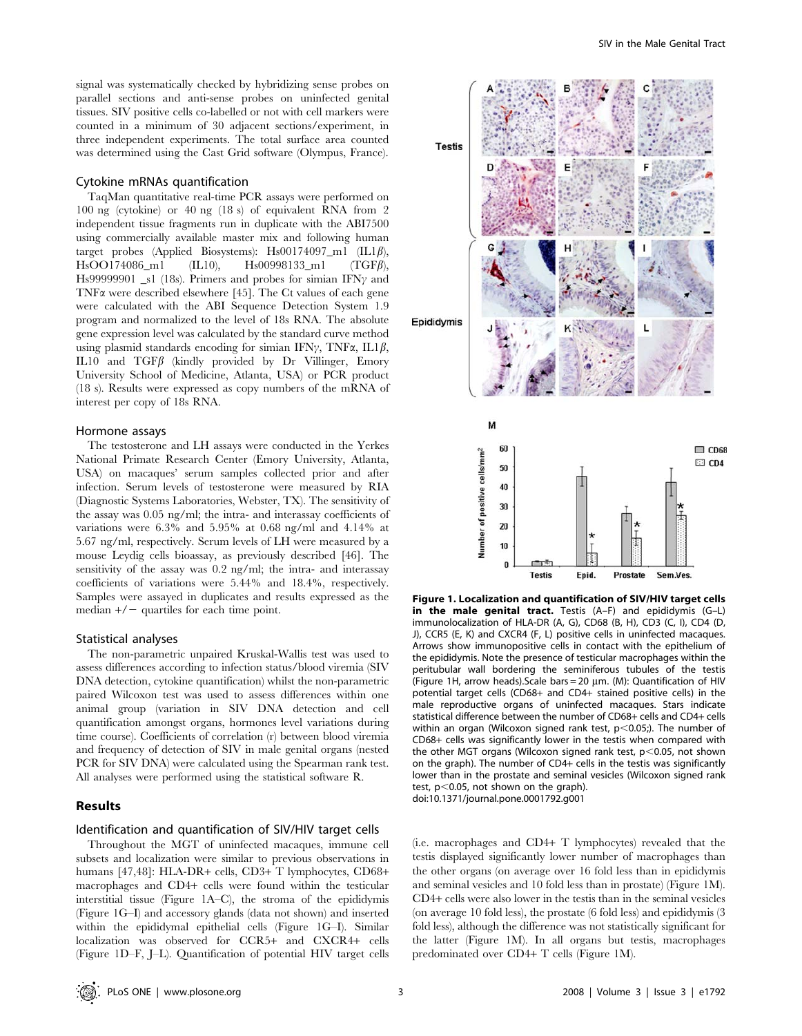signal was systematically checked by hybridizing sense probes on parallel sections and anti-sense probes on uninfected genital tissues. SIV positive cells co-labelled or not with cell markers were counted in a minimum of 30 adjacent sections/experiment, in three independent experiments. The total surface area counted was determined using the Cast Grid software (Olympus, France).

### Cytokine mRNAs quantification

TaqMan quantitative real-time PCR assays were performed on 100 ng (cytokine) or 40 ng (18 s) of equivalent RNA from 2 independent tissue fragments run in duplicate with the ABI7500 using commercially available master mix and following human target probes (Applied Biosystems): Hs00174097_m1 (IL1$\beta$), HsOO174086_m1 (IL10), Hs00998133_m1 (TGF$\beta$), Hs99999901 _s1 (18s). Primers and probes for simian IFN$\gamma$ and TNF$\alpha$ were described elsewhere [45]. The Ct values of each gene were calculated with the ABI Sequence Detection System 1.9 program and normalized to the level of 18s RNA. The absolute gene expression level was calculated by the standard curve method using plasmid standards encoding for simian IFN$\gamma$, TNF$\alpha$, IL1$\beta$, IL10 and TGF$\beta$ (kindly provided by Dr Villinger, Emory University School of Medicine, Atlanta, USA) or PCR product (18 s). Results were expressed as copy numbers of the mRNA of interest per copy of 18s RNA.

### Hormone assays

The testosterone and LH assays were conducted in the Yerkes National Primate Research Center (Emory University, Atlanta, USA) on macaques' serum samples collected prior and after infection. Serum levels of testosterone were measured by RIA (Diagnostic Systems Laboratories, Webster, TX). The sensitivity of the assay was 0.05 ng/ml; the intra- and interassay coefficients of variations were 6.3% and 5.95% at 0.68 ng/ml and 4.14% at 5.67 ng/ml, respectively. Serum levels of LH were measured by a mouse Leydig cells bioassay, as previously described [46]. The sensitivity of the assay was 0.2 ng/ml; the intra- and interassay coefficients of variations were 5.44% and 18.4%, respectively. Samples were assayed in duplicates and results expressed as the median +/− quartiles for each time point.

### Statistical analyses

The non-parametric unpaired Kruskal-Wallis test was used to assess differences according to infection status/blood viremia (SIV DNA detection, cytokine quantification) whilst the non-parametric paired Wilcoxon test was used to assess differences within one animal group (variation in SIV DNA detection and cell quantification amongst organs, hormones level variations during time course). Coefficients of correlation (r) between blood viremia and frequency of detection of SIV in male genital organs (nested PCR for SIV DNA) were calculated using the Spearman rank test. All analyses were performed using the statistical software R.

## Results

### Identification and quantification of SIV/HIV target cells

Throughout the MGT of uninfected macaques, immune cell subsets and localization were similar to previous observations in humans [47,48]: HLA-DR+ cells, CD3+ T lymphocytes, CD68+ macrophages and CD4+ cells were found within the testicular interstitial tissue (Figure 1A–C), the stroma of the epididymis (Figure 1G–I) and accessory glands (data not shown) and inserted within the epididymal epithelial cells (Figure 1G–I). Similar localization was observed for CCR5+ and CXCR4+ cells (Figure 1D–F, J–L). Quantification of potential HIV target cells (i.e. macrophages and CD4+ T lymphocytes) revealed that the testis displayed significantly lower number of macrophages than the other organs (on average over 16 fold less than in epididymis and seminal vesicles and 10 fold less than in prostate) (Figure 1M). CD4+ cells were also lower in the testis than in the seminal vesicles (on average 10 fold less), the prostate (6 fold less) and epididymis (3 fold less), although the difference was not statistically significant for the latter (Figure 1M). In all organs but testis, macrophages predominated over CD4+ T cells (Figure 1M).

**Figure 1. Localization and quantification of SIV/HIV target cells in the male genital tract.** Testis (A–F) and epididymis (G–L) immunolocalization of HLA-DR (A, G), CD68 (B, H), CD3 (C, I), CD4 (D, J), CCR5 (E, K) and CXCR4 (F, L) positive cells in uninfected macaques. Arrows show immunopositive cells in contact with the epithelium of the epididymis. Note the presence of testicular macrophages within the peritubular wall bordering the seminiferous tubules of the testis (Figure 1H, arrow heads).Scale bars = 20 µm. (M): Quantification of HIV potential target cells (CD68+ and CD4+ stained positive cells) in the male reproductive organs of uninfected macaques. Stars indicate statistical difference between the number of CD68+ cells and CD4+ cells within an organ (Wilcoxon signed rank test, $p<0.05$;). The number of CD68+ cells was significantly lower in the testis when compared with the other MGT organs (Wilcoxon signed rank test, $p<0.05$, not shown on the graph). The number of CD4+ cells in the testis was significantly lower than in the prostate and seminal vesicles (Wilcoxon signed rank test, $p<0.05$, not shown on the graph).
doi:10.1371/journal.pone.0001792.g001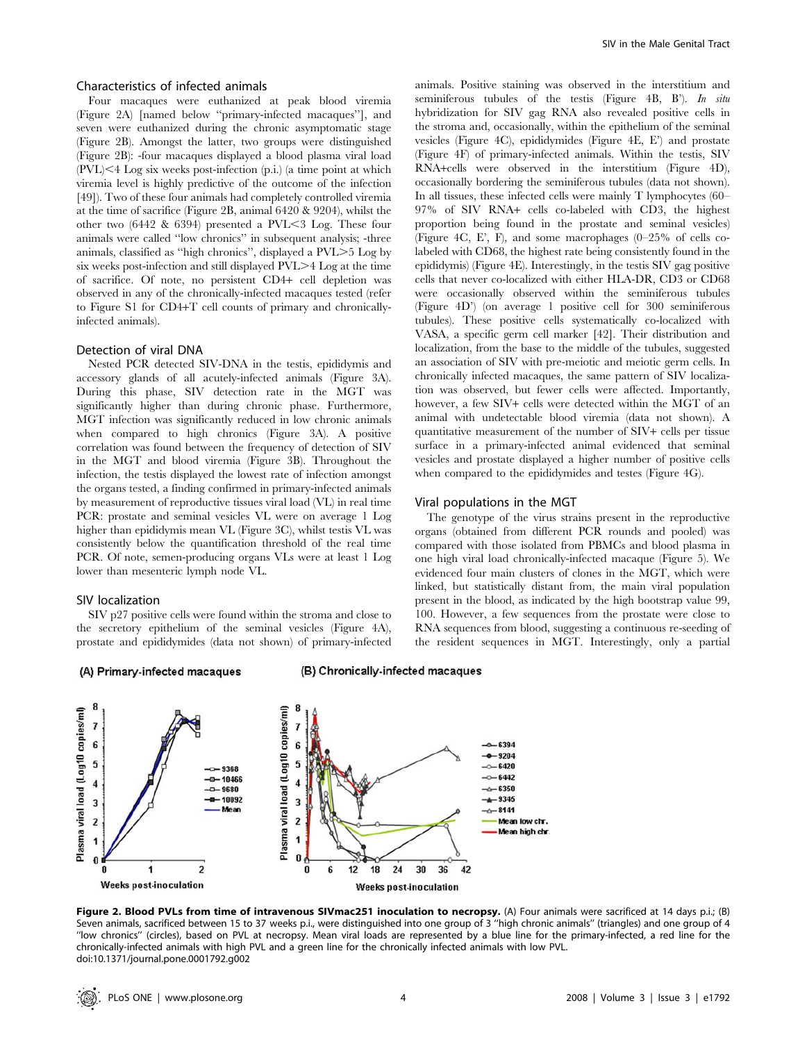### Characteristics of infected animals

Four macaques were euthanized at peak blood viremia (Figure 2A) [named below "primary-infected macaques"], and seven were euthanized during the chronic asymptomatic stage (Figure 2B). Amongst the latter, two groups were distinguished (Figure 2B): -four macaques displayed a blood plasma viral load (PVL)<4 Log six weeks post-infection (p.i.) (a time point at which viremia level is highly predictive of the outcome of the infection [49]). Two of these four animals had completely controlled viremia at the time of sacrifice (Figure 2B, animal 6420 & 9204), whilst the other two (6442 & 6394) presented a PVL<3 Log. These four animals were called "low chronics" in subsequent analysis; -three animals, classified as "high chronics", displayed a PVL>5 Log by six weeks post-infection and still displayed PVL>4 Log at the time of sacrifice. Of note, no persistent CD4+ cell depletion was observed in any of the chronically-infected macaques tested (refer to Figure S1 for CD4+T cell counts of primary and chronically-infected animals).

### Detection of viral DNA

Nested PCR detected SIV-DNA in the testis, epididymis and accessory glands of all acutely-infected animals (Figure 3A). During this phase, SIV detection rate in the MGT was significantly higher than during chronic phase. Furthermore, MGT infection was significantly reduced in low chronic animals when compared to high chronics (Figure 3A). A positive correlation was found between the frequency of detection of SIV in the MGT and blood viremia (Figure 3B). Throughout the infection, the testis displayed the lowest rate of infection amongst the organs tested, a finding confirmed in primary-infected animals by measurement of reproductive tissues viral load (VL) in real time PCR: prostate and seminal vesicles VL were on average 1 Log higher than epididymis mean VL (Figure 3C), whilst testis VL was consistently below the quantification threshold of the real time PCR. Of note, semen-producing organs VLs were at least 1 Log lower than mesenteric lymph node VL.

### SIV localization

SIV p27 positive cells were found within the stroma and close to the secretory epithelium of the seminal vesicles (Figure 4A), prostate and epididymides (data not shown) of primary-infected animals. Positive staining was observed in the interstitium and seminiferous tubules of the testis (Figure 4B, B'). *In situ* hybridization for SIV gag RNA also revealed positive cells in the stroma and, occasionally, within the epithelium of the seminal vesicles (Figure 4C), epididymides (Figure 4E, E') and prostate (Figure 4F) of primary-infected animals. Within the testis, SIV RNA+cells were observed in the interstitium (Figure 4D), occasionally bordering the seminiferous tubules (data not shown). In all tissues, these infected cells were mainly T lymphocytes (60–97% of SIV RNA+ cells co-labeled with CD3, the highest proportion being found in the prostate and seminal vesicles) (Figure 4C, E', F), and some macrophages (0–25% of cells co-labeled with CD68, the highest rate being consistently found in the epididymis) (Figure 4E). Interestingly, in the testis SIV gag positive cells that never co-localized with either HLA-DR, CD3 or CD68 were occasionally observed within the seminiferous tubules (Figure 4D') (on average 1 positive cell for 300 seminiferous tubules). These positive cells systematically co-localized with VASA, a specific germ cell marker [42]. Their distribution and localization, from the base to the middle of the tubules, suggested an association of SIV with pre-meiotic and meiotic germ cells. In chronically infected macaques, the same pattern of SIV localization was observed, but fewer cells were affected. Importantly, however, a few SIV+ cells were detected within the MGT of an animal with undetectable blood viremia (data not shown). A quantitative measurement of the number of SIV+ cells per tissue surface in a primary-infected animal evidenced that seminal vesicles and prostate displayed a higher number of positive cells when compared to the epididymides and testes (Figure 4G).

### Viral populations in the MGT

The genotype of the virus strains present in the reproductive organs (obtained from different PCR rounds and pooled) was compared with those isolated from PBMCs and blood plasma in one high viral load chronically-infected macaque (Figure 5). We evidenced four main clusters of clones in the MGT, which were linked, but statistically distant from, the main viral population present in the blood, as indicated by the high bootstrap value 99, 100. However, a few sequences from the prostate were close to RNA sequences from blood, suggesting a continuous re-seeding of the resident sequences in MGT. Interestingly, only a partial

**Figure 2. Blood PVLs from time of intravenous SIVmac251 inoculation to necropsy.** (A) Four animals were sacrificed at 14 days p.i.; (B) Seven animals, sacrificed between 15 to 37 weeks p.i., were distinguished into one group of 3 "high chronic animals" (triangles) and one group of 4 "low chronics" (circles), based on PVL at necropsy. Mean viral loads are represented by a blue line for the primary-infected, a red line for the chronically-infected animals with high PVL and a green line for the chronically infected animals with low PVL.
doi:10.1371/journal.pone.0001792.g002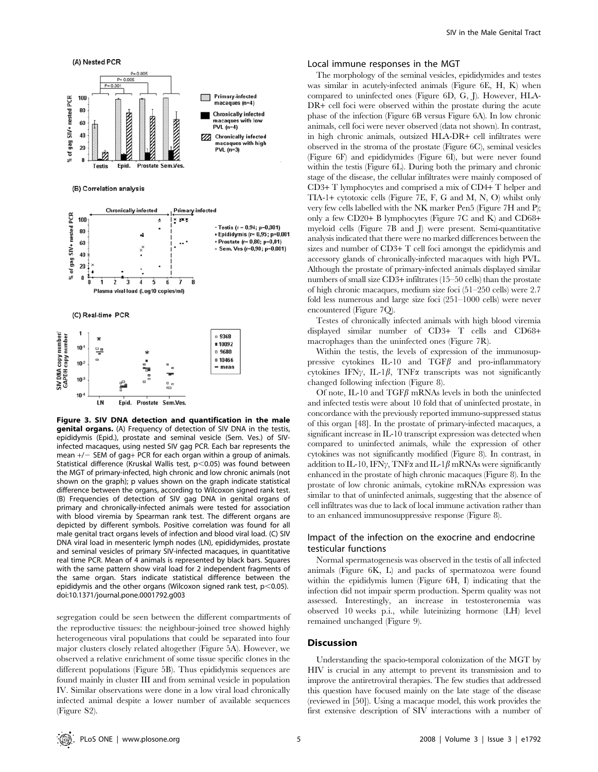**Figure 3. SIV DNA detection and quantification in the male genital organs.** (A) Frequency of detection of SIV DNA in the testis, epididymis (Epid.), prostate and seminal vesicle (Sem. Ves.) of SIV-infected macaques, using nested SIV gag PCR. Each bar represents the mean +/− SEM of gag+ PCR for each organ within a group of animals. Statistical difference (Kruskal Wallis test, $p<0.05$) was found between the MGT of primary-infected, high chronic and low chronic animals (not shown on the graph); p values shown on the graph indicate statistical difference between the organs, according to Wilcoxon signed rank test. (B) Frequencies of detection of SIV gag DNA in genital organs of primary and chronically-infected animals were tested for association with blood viremia by Spearman rank test. The different organs are depicted by different symbols. Positive correlation was found for all male genital tract organs levels of infection and blood viral load. (C) SIV DNA viral load in mesenteric lymph nodes (LN), epididymides, prostate and seminal vesicles of primary SIV-infected macaques, in quantitative real time PCR. Mean of 4 animals is represented by black bars. Squares with the same pattern show viral load for 2 independent fragments of the same organ. Stars indicate statistical difference between the epididymis and the other organs (Wilcoxon signed rank test, $p<0.05$).
doi:10.1371/journal.pone.0001792.g003

segregation could be seen between the different compartments of the reproductive tissues: the neighbour-joined tree showed highly heterogeneous viral populations that could be separated into four major clusters closely related altogether (Figure 5A). However, we observed a relative enrichment of some tissue specific clones in the different populations (Figure 5B). Thus epididymis sequences are found mainly in cluster III and from seminal vesicle in population IV. Similar observations were done in a low viral load chronically infected animal despite a lower number of available sequences (Figure S2).

### Local immune responses in the MGT

The morphology of the seminal vesicles, epididymides and testes was similar in acutely-infected animals (Figure 6E, H, K) when compared to uninfected ones (Figure 6D, G, J). However, HLA-DR+ cell foci were observed within the prostate during the acute phase of the infection (Figure 6B versus Figure 6A). In low chronic animals, cell foci were never observed (data not shown). In contrast, in high chronic animals, outsized HLA-DR+ cell infiltrates were observed in the stroma of the prostate (Figure 6C), seminal vesicles (Figure 6F) and epididymides (Figure 6I), but were never found within the testis (Figure 6L). During both the primary and chronic stage of the disease, the cellular infiltrates were mainly composed of CD3+ T lymphocytes and comprised a mix of CD4+ T helper and TIA-1+ cytotoxic cells (Figure 7E, F, G and M, N, O) whilst only very few cells labelled with the NK marker Pen5 (Figure 7H and P); only a few CD20+ B lymphocytes (Figure 7C and K) and CD68+ myeloid cells (Figure 7B and J) were present. Semi-quantitative analysis indicated that there were no marked differences between the sizes and number of CD3+ T cell foci amongst the epididymis and accessory glands of chronically-infected macaques with high PVL. Although the prostate of primary-infected animals displayed similar numbers of small size CD3+ infiltrates (15–50 cells) than the prostate of high chronic macaques, medium size foci (51–250 cells) were 2.7 fold less numerous and large size foci (251–1000 cells) were never encountered (Figure 7Q).

Testes of chronically infected animals with high blood viremia displayed similar number of CD3+ T cells and CD68+ macrophages than the uninfected ones (Figure 7R).

Within the testis, the levels of expression of the immunosuppressive cytokines IL-10 and TGF$\beta$ and pro-inflammatory cytokines IFN$\gamma$, IL-1$\beta$, TNF$\alpha$ transcripts was not significantly changed following infection (Figure 8).

Of note, IL-10 and TGF$\beta$ mRNAs levels in both the uninfected and infected testis were about 10 fold that of uninfected prostate, in concordance with the previously reported immuno-suppressed status of this organ [48]. In the prostate of primary-infected macaques, a significant increase in IL-10 transcript expression was detected when compared to uninfected animals, while the expression of other cytokines was not significantly modified (Figure 8). In contrast, in addition to IL-10, IFN$\gamma$, TNF$\alpha$ and IL-1$\beta$ mRNAs were significantly enhanced in the prostate of high chronic macaques (Figure 8). In the prostate of low chronic animals, cytokine mRNAs expression was similar to that of uninfected animals, suggesting that the absence of cell infiltrates was due to lack of local immune activation rather than to an enhanced immunosuppressive response (Figure 8).

### Impact of the infection on the exocrine and endocrine testicular functions

Normal spermatogenesis was observed in the testis of all infected animals (Figure 6K, L) and packs of spermatozoa were found within the epididymis lumen (Figure 6H, I) indicating that the infection did not impair sperm production. Sperm quality was not assessed. Interestingly, an increase in testosteronemia was observed 10 weeks p.i., while luteinizing hormone (LH) level remained unchanged (Figure 9).

## Discussion

Understanding the spacio-temporal colonization of the MGT by HIV is crucial in any attempt to prevent its transmission and to improve the antiretroviral therapies. The few studies that addressed this question have focused mainly on the late stage of the disease (reviewed in [50]). Using a macaque model, this work provides the first extensive description of SIV interactions with a number of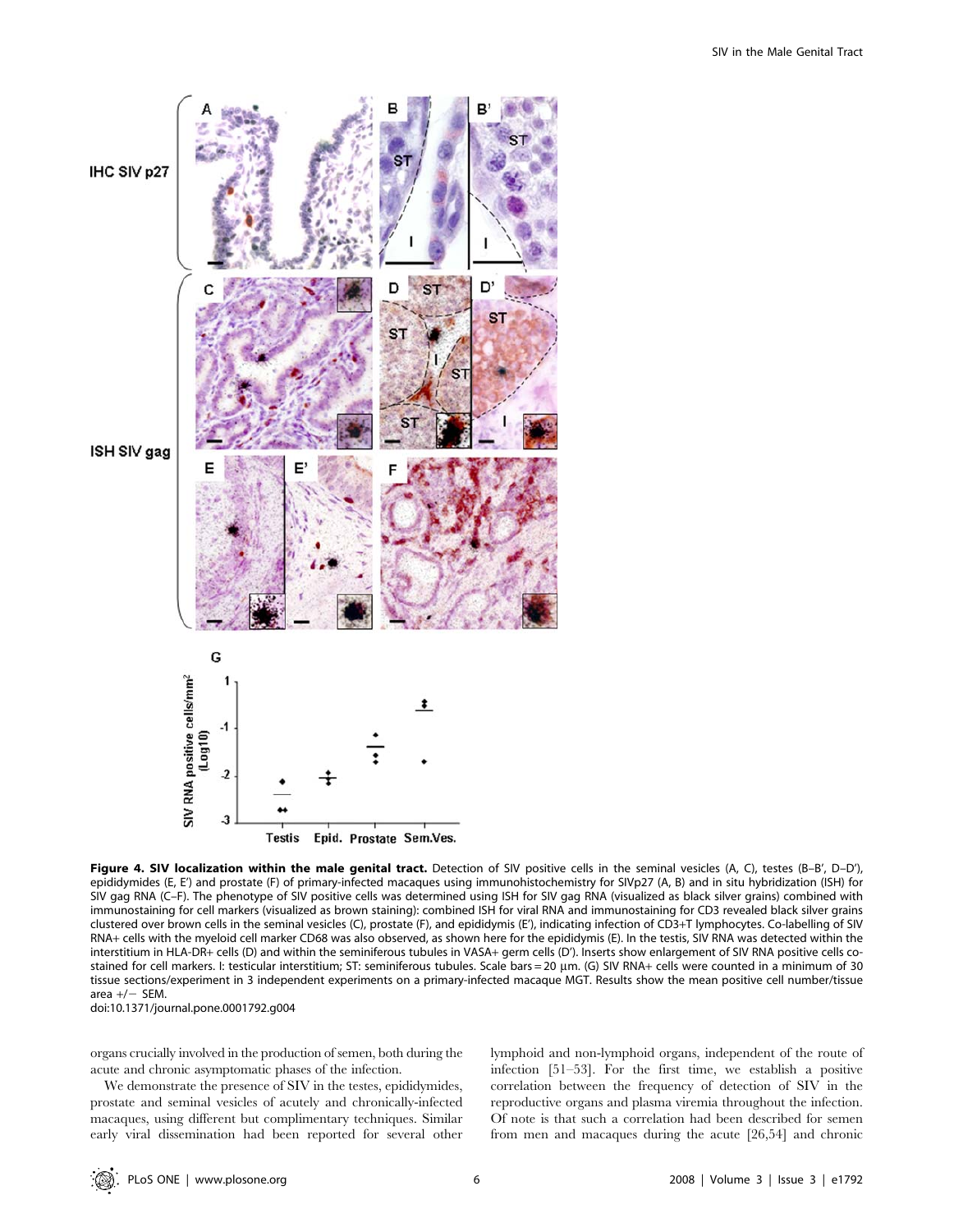**Figure 4. SIV localization within the male genital tract.** Detection of SIV positive cells in the seminal vesicles (A, C), testes (B–B′, D–D′), epididymides (E, E′) and prostate (F) of primary-infected macaques using immunohistochemistry for SIVp27 (A, B) and in situ hybridization (ISH) for SIV gag RNA (C–F). The phenotype of SIV positive cells was determined using ISH for SIV gag RNA (visualized as black silver grains) combined with immunostaining for cell markers (visualized as brown staining): combined ISH for viral RNA and immunostaining for CD3 revealed black silver grains clustered over brown cells in the seminal vesicles (C), prostate (F), and epididymis (E′), indicating infection of CD3+T lymphocytes. Co-labelling of SIV RNA+ cells with the myeloid cell marker CD68 was also observed, as shown here for the epididymis (E). In the testis, SIV RNA was detected within the interstitium in HLA-DR+ cells (D) and within the seminiferous tubules in VASA+ germ cells (D′). Inserts show enlargement of SIV RNA positive cells co-stained for cell markers. I: testicular interstitium; ST: seminiferous tubules. Scale bars = 20 µm. (G) SIV RNA+ cells were counted in a minimum of 30 tissue sections/experiment in 3 independent experiments on a primary-infected macaque MGT. Results show the mean positive cell number/tissue area +/− SEM.

doi:10.1371/journal.pone.0001792.g004

organs crucially involved in the production of semen, both during the acute and chronic asymptomatic phases of the infection.

We demonstrate the presence of SIV in the testes, epididymides, prostate and seminal vesicles of acutely and chronically-infected macaques, using different but complimentary techniques. Similar early viral dissemination had been reported for several other lymphoid and non-lymphoid organs, independent of the route of infection [51–53]. For the first time, we establish a positive correlation between the frequency of detection of SIV in the reproductive organs and plasma viremia throughout the infection. Of note is that such a correlation had been described for semen from men and macaques during the acute [26,54] and chronic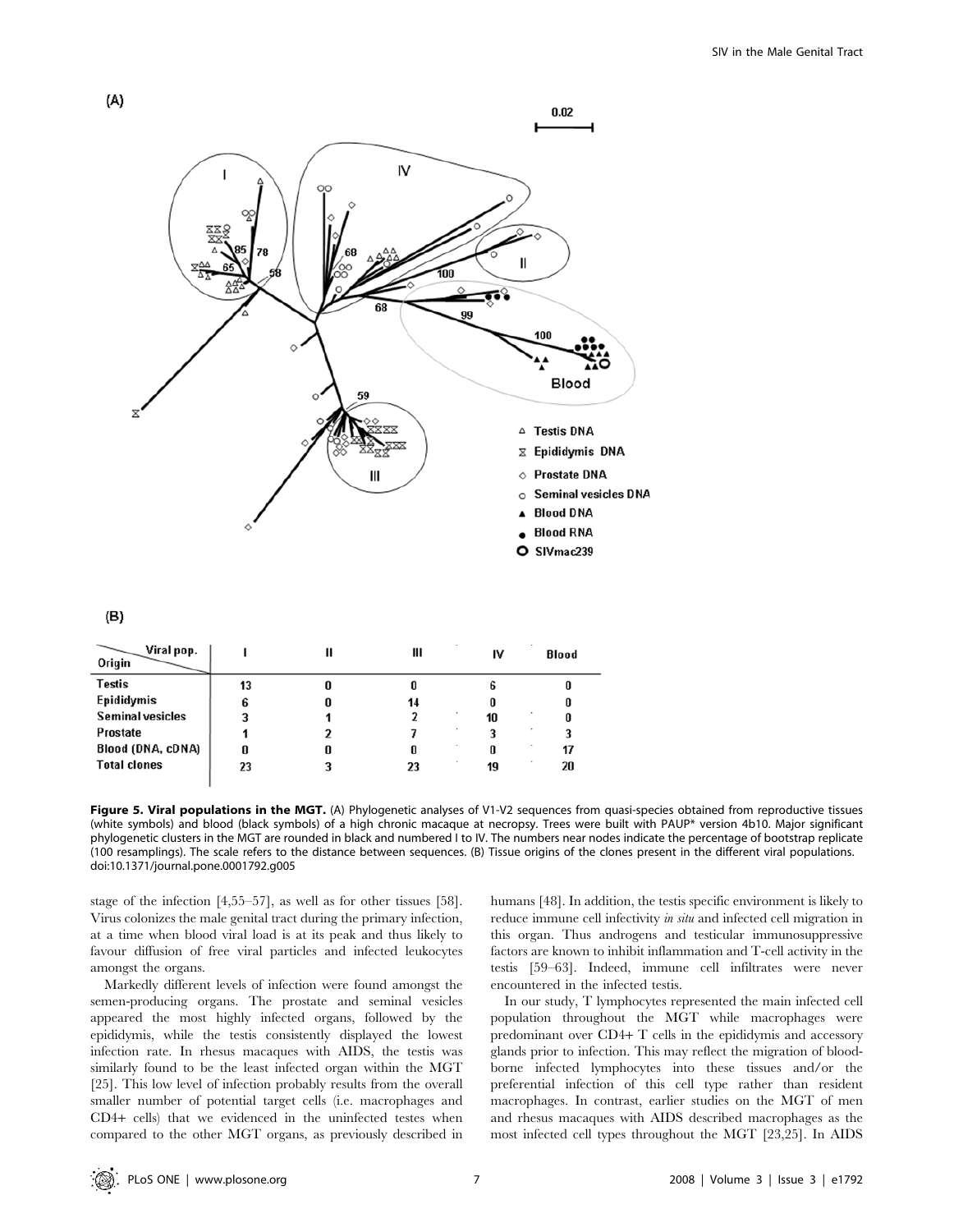(A)

(B)

| Origin \ Viral pop. | I | II | III | IV | Blood |
|---|---|---|---|---|---|
| Testis | 13 | 0 | 0 | 6 | 0 |
| Epididymis | 6 | 0 | 14 | 0 | 0 |
| Seminal vesicles | 3 | 1 | 2 | 10 | 0 |
| Prostate | 1 | 2 | 7 | 3 | 3 |
| Blood (DNA, cDNA) | 0 | 0 | 0 | 0 | 17 |
| Total clones | 23 | 3 | 23 | 19 | 20 |

**Figure 5. Viral populations in the MGT.** (A) Phylogenetic analyses of V1-V2 sequences from quasi-species obtained from reproductive tissues (white symbols) and blood (black symbols) of a high chronic macaque at necropsy. Trees were built with PAUP* version 4b10. Major significant phylogenetic clusters in the MGT are rounded in black and numbered I to IV. The numbers near nodes indicate the percentage of bootstrap replicate (100 resamplings). The scale refers to the distance between sequences. (B) Tissue origins of the clones present in the different viral populations.
doi:10.1371/journal.pone.0001792.g005

stage of the infection [4,55–57], as well as for other tissues [58]. Virus colonizes the male genital tract during the primary infection, at a time when blood viral load is at its peak and thus likely to favour diffusion of free viral particles and infected leukocytes amongst the organs.

Markedly different levels of infection were found amongst the semen-producing organs. The prostate and seminal vesicles appeared the most highly infected organs, followed by the epididymis, while the testis consistently displayed the lowest infection rate. In rhesus macaques with AIDS, the testis was similarly found to be the least infected organ within the MGT [25]. This low level of infection probably results from the overall smaller number of potential target cells (i.e. macrophages and CD4+ cells) that we evidenced in the uninfected testes when compared to the other MGT organs, as previously described in humans [48]. In addition, the testis specific environment is likely to reduce immune cell infectivity *in situ* and infected cell migration in this organ. Thus androgens and testicular immunosuppressive factors are known to inhibit inflammation and T-cell activity in the testis [59–63]. Indeed, immune cell infiltrates were never encountered in the infected testis.

In our study, T lymphocytes represented the main infected cell population throughout the MGT while macrophages were predominant over CD4+ T cells in the epididymis and accessory glands prior to infection. This may reflect the migration of blood-borne infected lymphocytes into these tissues and/or the preferential infection of this cell type rather than resident macrophages. In contrast, earlier studies on the MGT of men and rhesus macaques with AIDS described macrophages as the most infected cell types throughout the MGT [23,25]. In AIDS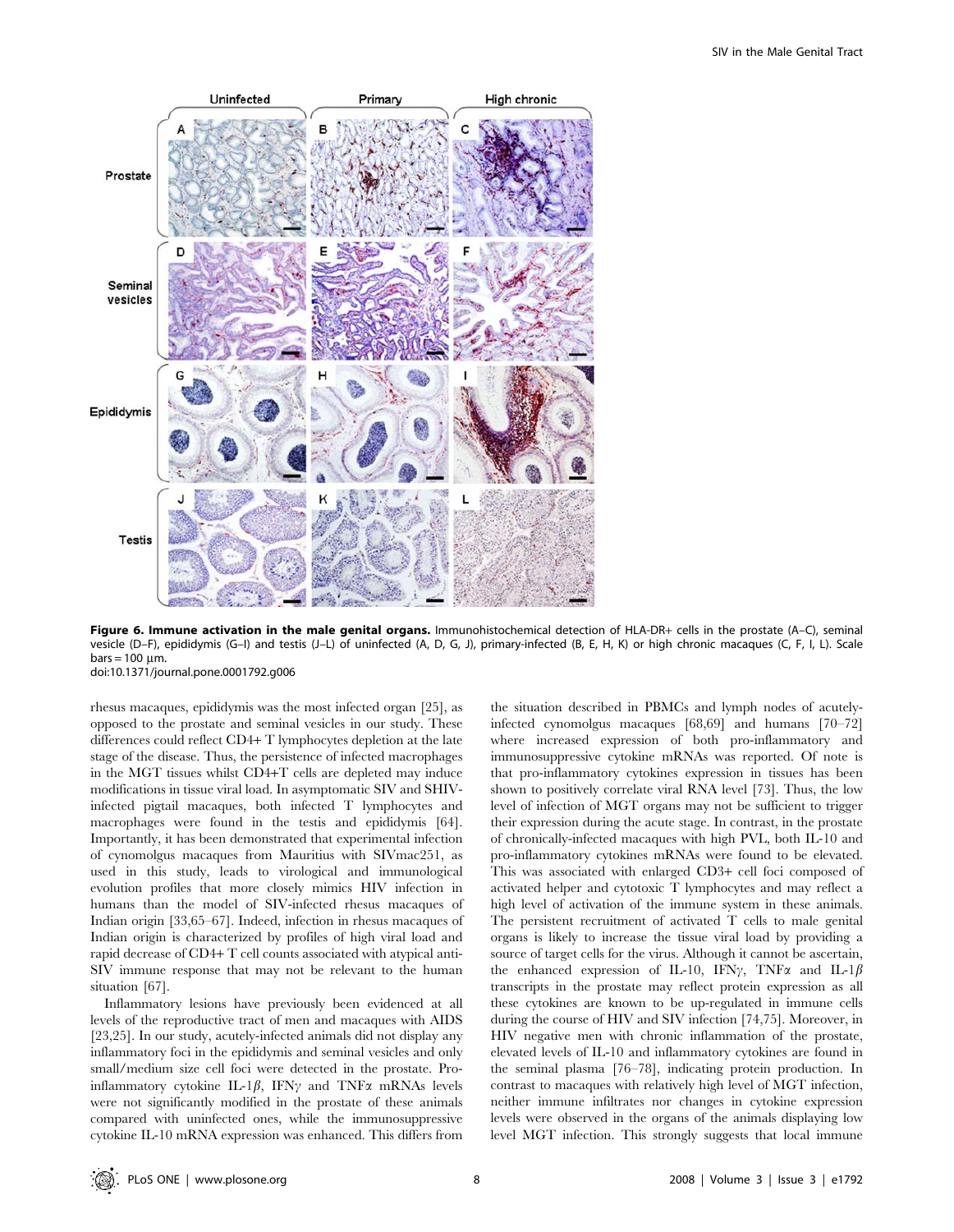**Figure 6. Immune activation in the male genital organs.** Immunohistochemical detection of HLA-DR+ cells in the prostate (A–C), seminal vesicle (D–F), epididymis (G–I) and testis (J–L) of uninfected (A, D, G, J), primary-infected (B, E, H, K) or high chronic macaques (C, F, I, L). Scale bars = 100 µm.
doi:10.1371/journal.pone.0001792.g006

rhesus macaques, epididymis was the most infected organ [25], as opposed to the prostate and seminal vesicles in our study. These differences could reflect CD4+ T lymphocytes depletion at the late stage of the disease. Thus, the persistence of infected macrophages in the MGT tissues whilst CD4+T cells are depleted may induce modifications in tissue viral load. In asymptomatic SIV and SHIV-infected pigtail macaques, both infected T lymphocytes and macrophages were found in the testis and epididymis [64]. Importantly, it has been demonstrated that experimental infection of cynomolgus macaques from Mauritius with SIVmac251, as used in this study, leads to virological and immunological evolution profiles that more closely mimics HIV infection in humans than the model of SIV-infected rhesus macaques of Indian origin [33,65–67]. Indeed, infection in rhesus macaques of Indian origin is characterized by profiles of high viral load and rapid decrease of CD4+ T cell counts associated with atypical anti-SIV immune response that may not be relevant to the human situation [67].

Inflammatory lesions have previously been evidenced at all levels of the reproductive tract of men and macaques with AIDS [23,25]. In our study, acutely-infected animals did not display any inflammatory foci in the epididymis and seminal vesicles and only small/medium size cell foci were detected in the prostate. Pro-inflammatory cytokine IL-1$\beta$, IFN$\gamma$ and TNF$\alpha$ mRNAs levels were not significantly modified in the prostate of these animals compared with uninfected ones, while the immunosuppressive cytokine IL-10 mRNA expression was enhanced. This differs from the situation described in PBMCs and lymph nodes of acutely-infected cynomolgus macaques [68,69] and humans [70–72] where increased expression of both pro-inflammatory and immunosuppressive cytokine mRNAs was reported. Of note is that pro-inflammatory cytokines expression in tissues has been shown to positively correlate viral RNA level [73]. Thus, the low level of infection of MGT organs may not be sufficient to trigger their expression during the acute stage. In contrast, in the prostate of chronically-infected macaques with high PVL, both IL-10 and pro-inflammatory cytokines mRNAs were found to be elevated. This was associated with enlarged CD3+ cell foci composed of activated helper and cytotoxic T lymphocytes and may reflect a high level of activation of the immune system in these animals. The persistent recruitment of activated T cells to male genital organs is likely to increase the tissue viral load by providing a source of target cells for the virus. Although it cannot be ascertain, the enhanced expression of IL-10, IFN$\gamma$, TNF$\alpha$ and IL-1$\beta$ transcripts in the prostate may reflect protein expression as all these cytokines are known to be up-regulated in immune cells during the course of HIV and SIV infection [74,75]. Moreover, in HIV negative men with chronic inflammation of the prostate, elevated levels of IL-10 and inflammatory cytokines are found in the seminal plasma [76–78], indicating protein production. In contrast to macaques with relatively high level of MGT infection, neither immune infiltrates nor changes in cytokine expression levels were observed in the organs of the animals displaying low level MGT infection. This strongly suggests that local immune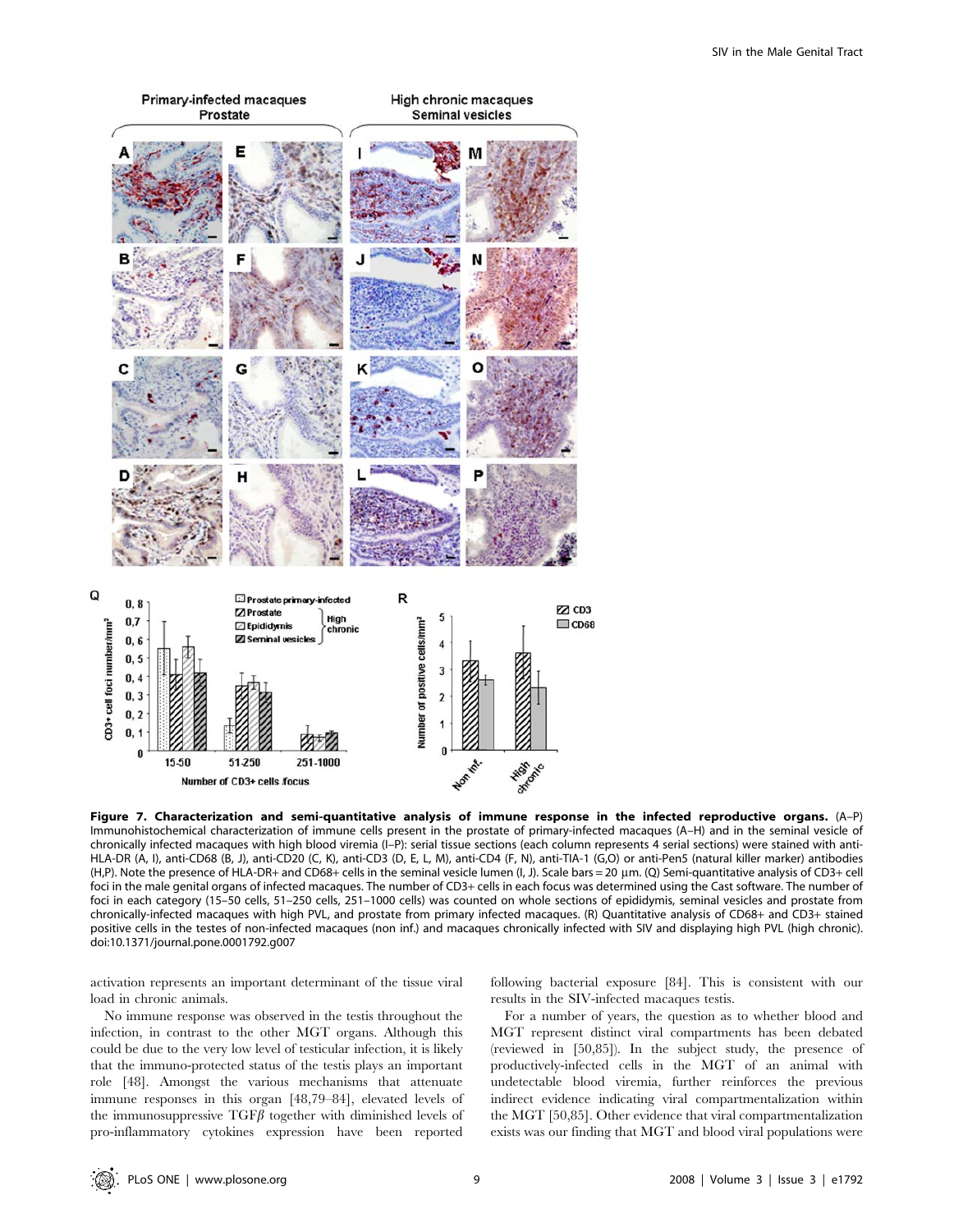**Figure 7. Characterization and semi-quantitative analysis of immune response in the infected reproductive organs.** (A–P) Immunohistochemical characterization of immune cells present in the prostate of primary-infected macaques (A–H) and in the seminal vesicle of chronically infected macaques with high blood viremia (I–P): serial tissue sections (each column represents 4 serial sections) were stained with anti-HLA-DR (A, I), anti-CD68 (B, J), anti-CD20 (C, K), anti-CD3 (D, E, L, M), anti-CD4 (F, N), anti-TIA-1 (G,O) or anti-Pen5 (natural killer marker) antibodies (H,P). Note the presence of HLA-DR+ and CD68+ cells in the seminal vesicle lumen (I, J). Scale bars = 20 µm. (Q) Semi-quantitative analysis of CD3+ cell foci in the male genital organs of infected macaques. The number of CD3+ cells in each focus was determined using the Cast software. The number of foci in each category (15–50 cells, 51–250 cells, 251–1000 cells) was counted on whole sections of epididymis, seminal vesicles and prostate from chronically-infected macaques with high PVL, and prostate from primary infected macaques. (R) Quantitative analysis of CD68+ and CD3+ stained positive cells in the testes of non-infected macaques (non inf.) and macaques chronically infected with SIV and displaying high PVL (high chronic). doi:10.1371/journal.pone.0001792.g007

activation represents an important determinant of the tissue viral load in chronic animals.

No immune response was observed in the testis throughout the infection, in contrast to the other MGT organs. Although this could be due to the very low level of testicular infection, it is likely that the immuno-protected status of the testis plays an important role [48]. Amongst the various mechanisms that attenuate immune responses in this organ [48,79–84], elevated levels of the immunosuppressive TGF$\beta$ together with diminished levels of pro-inflammatory cytokines expression have been reported following bacterial exposure [84]. This is consistent with our results in the SIV-infected macaques testis.

For a number of years, the question as to whether blood and MGT represent distinct viral compartments has been debated (reviewed in [50,85]). In the subject study, the presence of productively-infected cells in the MGT of an animal with undetectable blood viremia, further reinforces the previous indirect evidence indicating viral compartmentalization within the MGT [50,85]. Other evidence that viral compartmentalization exists was our finding that MGT and blood viral populations were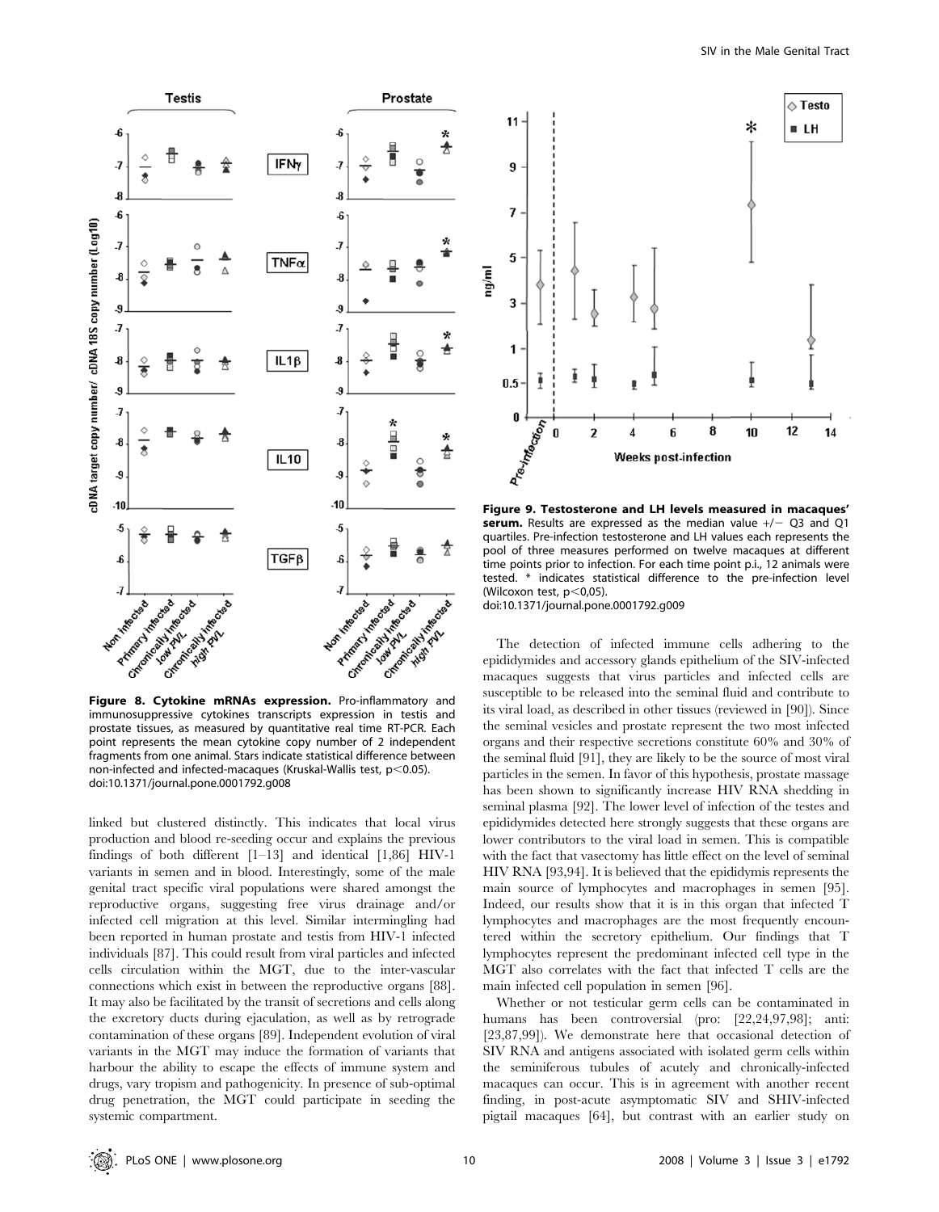Figure 8. Cytokine mRNAs expression. Pro-inflammatory and immunosuppressive cytokines transcripts expression in testis and prostate tissues, as measured by quantitative real time RT-PCR. Each point represents the mean cytokine copy number of 2 independent fragments from one animal. Stars indicate statistical difference between non-infected and infected-macaques (Kruskal-Wallis test, $p<0.05$).
doi:10.1371/journal.pone.0001792.g008

Figure 9. Testosterone and LH levels measured in macaques' serum. Results are expressed as the median value +/− Q3 and Q1 quartiles. Pre-infection testosterone and LH values each represents the pool of three measures performed on twelve macaques at different time points prior to infection. For each time point p.i., 12 animals were tested. * indicates statistical difference to the pre-infection level (Wilcoxon test, $p<0{,}05$).
doi:10.1371/journal.pone.0001792.g009

linked but clustered distinctly. This indicates that local virus production and blood re-seeding occur and explains the previous findings of both different [1–13] and identical [1,86] HIV-1 variants in semen and in blood. Interestingly, some of the male genital tract specific viral populations were shared amongst the reproductive organs, suggesting free virus drainage and/or infected cell migration at this level. Similar intermingling had been reported in human prostate and testis from HIV-1 infected individuals [87]. This could result from viral particles and infected cells circulation within the MGT, due to the inter-vascular connections which exist in between the reproductive organs [88]. It may also be facilitated by the transit of secretions and cells along the excretory ducts during ejaculation, as well as by retrograde contamination of these organs [89]. Independent evolution of viral variants in the MGT may induce the formation of variants that harbour the ability to escape the effects of immune system and drugs, vary tropism and pathogenicity. In presence of sub-optimal drug penetration, the MGT could participate in seeding the systemic compartment.

The detection of infected immune cells adhering to the epididymides and accessory glands epithelium of the SIV-infected macaques suggests that virus particles and infected cells are susceptible to be released into the seminal fluid and contribute to its viral load, as described in other tissues (reviewed in [90]). Since the seminal vesicles and prostate represent the two most infected organs and their respective secretions constitute 60% and 30% of the seminal fluid [91], they are likely to be the source of most viral particles in the semen. In favor of this hypothesis, prostate massage has been shown to significantly increase HIV RNA shedding in seminal plasma [92]. The lower level of infection of the testes and epididymides detected here strongly suggests that these organs are lower contributors to the viral load in semen. This is compatible with the fact that vasectomy has little effect on the level of seminal HIV RNA [93,94]. It is believed that the epididymis represents the main source of lymphocytes and macrophages in semen [95]. Indeed, our results show that it is in this organ that infected T lymphocytes and macrophages are the most frequently encountered within the secretory epithelium. Our findings that T lymphocytes represent the predominant infected cell type in the MGT also correlates with the fact that infected T cells are the main infected cell population in semen [96].

Whether or not testicular germ cells can be contaminated in humans has been controversial (pro: [22,24,97,98]; anti: [23,87,99]). We demonstrate here that occasional detection of SIV RNA and antigens associated with isolated germ cells within the seminiferous tubules of acutely and chronically-infected macaques can occur. This is in agreement with another recent finding, in post-acute asymptomatic SIV and SHIV-infected pigtail macaques [64], but contrast with an earlier study on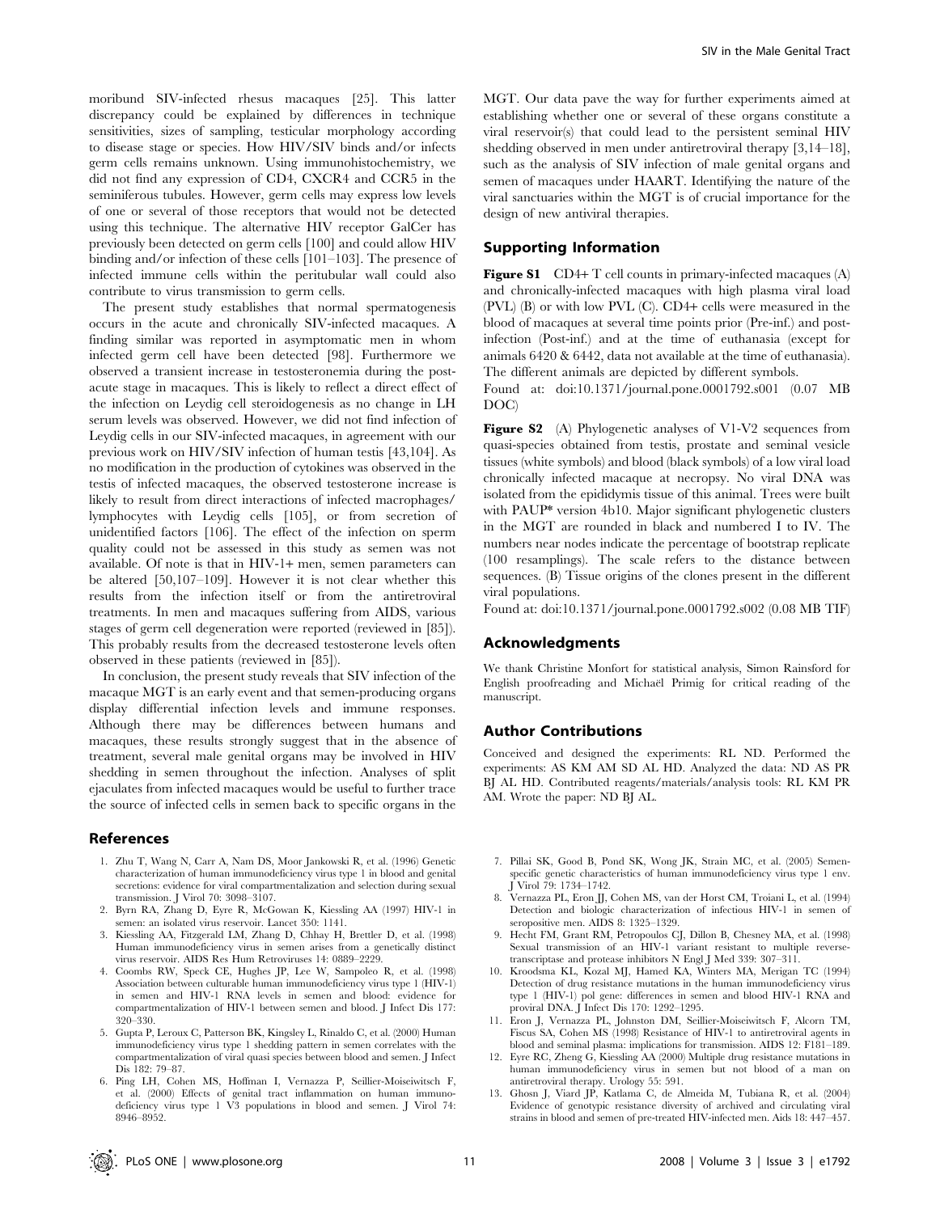moribund SIV-infected rhesus macaques [25]. This latter discrepancy could be explained by differences in technique sensitivities, sizes of sampling, testicular morphology according to disease stage or species. How HIV/SIV binds and/or infects germ cells remains unknown. Using immunohistochemistry, we did not find any expression of CD4, CXCR4 and CCR5 in the seminiferous tubules. However, germ cells may express low levels of one or several of those receptors that would not be detected using this technique. The alternative HIV receptor GalCer has previously been detected on germ cells [100] and could allow HIV binding and/or infection of these cells [101–103]. The presence of infected immune cells within the peritubular wall could also contribute to virus transmission to germ cells.

The present study establishes that normal spermatogenesis occurs in the acute and chronically SIV-infected macaques. A finding similar was reported in asymptomatic men in whom infected germ cell have been detected [98]. Furthermore we observed a transient increase in testosteronemia during the post-acute stage in macaques. This is likely to reflect a direct effect of the infection on Leydig cell steroidogenesis as no change in LH serum levels was observed. However, we did not find infection of Leydig cells in our SIV-infected macaques, in agreement with our previous work on HIV/SIV infection of human testis [43,104]. As no modification in the production of cytokines was observed in the testis of infected macaques, the observed testosterone increase is likely to result from direct interactions of infected macrophages/lymphocytes with Leydig cells [105], or from secretion of unidentified factors [106]. The effect of the infection on sperm quality could not be assessed in this study as semen was not available. Of note is that in HIV-1+ men, semen parameters can be altered [50,107–109]. However it is not clear whether this results from the infection itself or from the antiretroviral treatments. In men and macaques suffering from AIDS, various stages of germ cell degeneration were reported (reviewed in [85]). This probably results from the decreased testosterone levels often observed in these patients (reviewed in [85]).

In conclusion, the present study reveals that SIV infection of the macaque MGT is an early event and that semen-producing organs display differential infection levels and immune responses. Although there may be differences between humans and macaques, these results strongly suggest that in the absence of treatment, several male genital organs may be involved in HIV shedding in semen throughout the infection. Analyses of split ejaculates from infected macaques would be useful to further trace the source of infected cells in semen back to specific organs in the MGT. Our data pave the way for further experiments aimed at establishing whether one or several of these organs constitute a viral reservoir(s) that could lead to the persistent seminal HIV shedding observed in men under antiretroviral therapy [3,14–18], such as the analysis of SIV infection of male genital organs and semen of macaques under HAART. Identifying the nature of the viral sanctuaries within the MGT is of crucial importance for the design of new antiviral therapies.

## Supporting Information

**Figure S1** CD4+ T cell counts in primary-infected macaques (A) and chronically-infected macaques with high plasma viral load (PVL) (B) or with low PVL (C). CD4+ cells were measured in the blood of macaques at several time points prior (Pre-inf.) and post-infection (Post-inf.) and at the time of euthanasia (except for animals 6420 & 6442, data not available at the time of euthanasia). The different animals are depicted by different symbols.

Found at: doi:10.1371/journal.pone.0001792.s001 (0.07 MB DOC)

**Figure S2** (A) Phylogenetic analyses of V1-V2 sequences from quasi-species obtained from testis, prostate and seminal vesicle tissues (white symbols) and blood (black symbols) of a low viral load chronically infected macaque at necropsy. No viral DNA was isolated from the epididymis tissue of this animal. Trees were built with PAUP* version 4b10. Major significant phylogenetic clusters in the MGT are rounded in black and numbered I to IV. The numbers near nodes indicate the percentage of bootstrap replicate (100 resamplings). The scale refers to the distance between sequences. (B) Tissue origins of the clones present in the different viral populations.

Found at: doi:10.1371/journal.pone.0001792.s002 (0.08 MB TIF)

## Acknowledgments

We thank Christine Monfort for statistical analysis, Simon Rainsford for English proofreading and Michaël Primig for critical reading of the manuscript.

## Author Contributions

Conceived and designed the experiments: RL ND. Performed the experiments: AS KM AM SD AL HD. Analyzed the data: ND AS PR BJ AL HD. Contributed reagents/materials/analysis tools: RL KM PR AM. Wrote the paper: ND BJ AL.

## References

1. Zhu T, Wang N, Carr A, Nam DS, Moor Jankowski R, et al. (1996) Genetic characterization of human immunodeficiency virus type 1 in blood and genital secretions: evidence for viral compartmentalization and selection during sexual transmission. J Virol 70: 3098–3107.
2. Byrn RA, Zhang D, Eyre R, McGowan K, Kiessling AA (1997) HIV-1 in semen: an isolated virus reservoir. Lancet 350: 1141.
3. Kiessling AA, Fitzgerald LM, Zhang D, Chhay H, Brettler D, et al. (1998) Human immunodeficiency virus in semen arises from a genetically distinct virus reservoir. AIDS Res Hum Retroviruses 14: 0889–2229.
4. Coombs RW, Speck CE, Hughes JP, Lee W, Sampoleo R, et al. (1998) Association between culturable human immunodeficiency virus type 1 (HIV-1) in semen and HIV-1 RNA levels in semen and blood: evidence for compartmentalization of HIV-1 between semen and blood. J Infect Dis 177: 320–330.
5. Gupta P, Leroux C, Patterson BK, Kingsley L, Rinaldo C, et al. (2000) Human immunodeficiency virus type 1 shedding pattern in semen correlates with the compartmentalization of viral quasi species between blood and semen. J Infect Dis 182: 79–87.
6. Ping LH, Cohen MS, Hoffman I, Vernazza P, Seillier-Moiseiwitsch F, et al. (2000) Effects of genital tract inflammation on human immunodeficiency virus type 1 V3 populations in blood and semen. J Virol 74: 8946–8952.
7. Pillai SK, Good B, Pond SK, Wong JK, Strain MC, et al. (2005) Semen-specific genetic characteristics of human immunodeficiency virus type 1 env. J Virol 79: 1734–1742.
8. Vernazza PL, Eron JJ, Cohen MS, van der Horst CM, Troiani L, et al. (1994) Detection and biologic characterization of infectious HIV-1 in semen of seropositive men. AIDS 8: 1325–1329.
9. Hecht FM, Grant RM, Petropoulos CJ, Dillon B, Chesney MA, et al. (1998) Sexual transmission of an HIV-1 variant resistant to multiple reverse-transcriptase and protease inhibitors N Engl J Med 339: 307–311.
10. Kroodsma KL, Kozal MJ, Hamed KA, Winters MA, Merigan TC (1994) Detection of drug resistance mutations in the human immunodeficiency virus type 1 (HIV-1) pol gene: differences in semen and blood HIV-1 RNA and proviral DNA. J Infect Dis 170: 1292–1295.
11. Eron J, Vernazza PL, Johnston DM, Seillier-Moiseiwitsch F, Alcorn TM, Fiscus SA, Cohen MS (1998) Resistance of HIV-1 to antiretroviral agents in blood and seminal plasma: implications for transmission. AIDS 12: F181–189.
12. Eyre RC, Zheng G, Kiessling AA (2000) Multiple drug resistance mutations in human immunodeficiency virus in semen but not blood of a man on antiretroviral therapy. Urology 55: 591.
13. Ghosn J, Viard JP, Katlama C, de Almeida M, Tubiana R, et al. (2004) Evidence of genotypic resistance diversity of archived and circulating viral strains in blood and semen of pre-treated HIV-infected men. Aids 18: 447–457.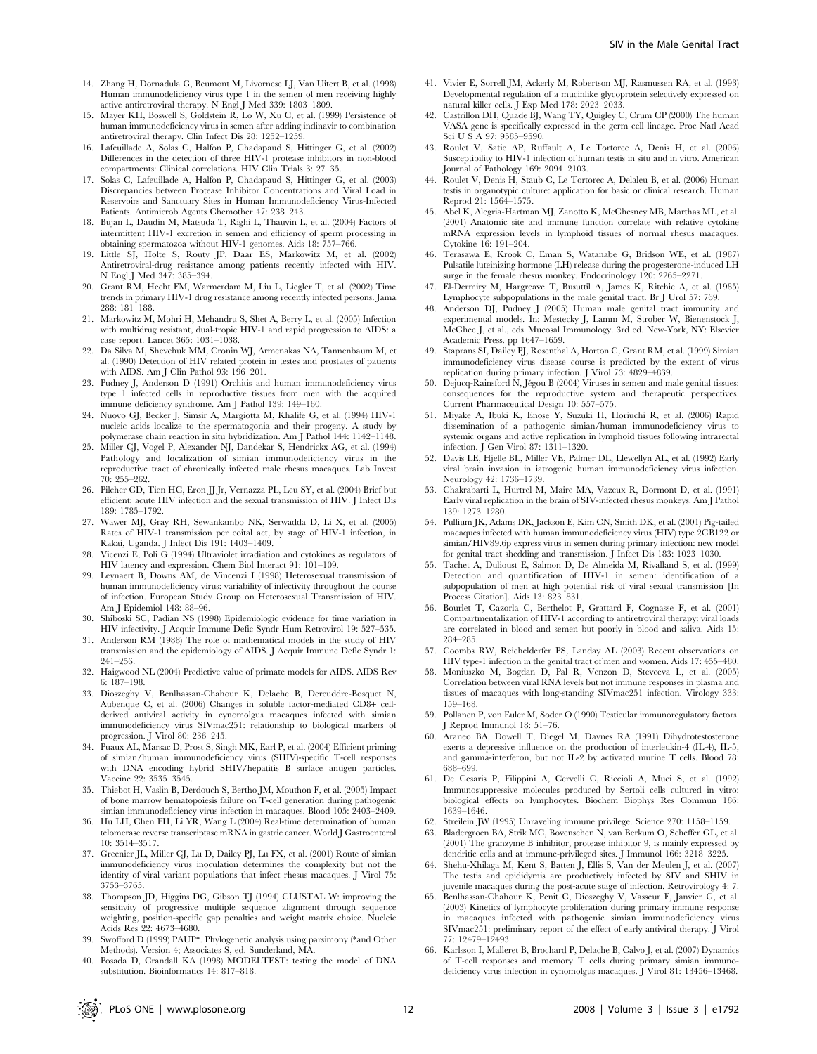14. Zhang H, Dornadula G, Beumont M, Livornese LJ, Van Uitert B, et al. (1998) Human immunodeficiency virus type 1 in the semen of men receiving highly active antiretroviral therapy. N Engl J Med 339: 1803–1809.
15. Mayer KH, Boswell S, Goldstein R, Lo W, Xu C, et al. (1999) Persistence of human immunodeficiency virus in semen after adding indinavir to combination antiretroviral therapy. Clin Infect Dis 28: 1252–1259.
16. Lafeuillade A, Solas C, Halfon P, Chadapaud S, Hittinger G, et al. (2002) Differences in the detection of three HIV-1 protease inhibitors in non-blood compartments: Clinical correlations. HIV Clin Trials 3: 27–35.
17. Solas C, Lafeuillade A, Halfon P, Chadapaud S, Hittinger G, et al. (2003) Discrepancies between Protease Inhibitor Concentrations and Viral Load in Reservoirs and Sanctuary Sites in Human Immunodeficiency Virus-Infected Patients. Antimicrob Agents Chemother 47: 238–243.
18. Bujan L, Daudin M, Matsuda T, Righi L, Thauvin L, et al. (2004) Factors of intermittent HIV-1 excretion in semen and efficiency of sperm processing in obtaining spermatozoa without HIV-1 genomes. Aids 18: 757–766.
19. Little SJ, Holte S, Routy JP, Daar ES, Markowitz M, et al. (2002) Antiretroviral-drug resistance among patients recently infected with HIV. N Engl J Med 347: 385–394.
20. Grant RM, Hecht FM, Warmerdam M, Liu L, Liegler T, et al. (2002) Time trends in primary HIV-1 drug resistance among recently infected persons. Jama 288: 181–188.
21. Markowitz M, Mohri H, Mehandru S, Shet A, Berry L, et al. (2005) Infection with multidrug resistant, dual-tropic HIV-1 and rapid progression to AIDS: a case report. Lancet 365: 1031–1038.
22. Da Silva M, Shevchuk MM, Cronin WJ, Armenakas NA, Tannenbaum M, et al. (1990) Detection of HIV related protein in testes and prostates of patients with AIDS. Am J Clin Pathol 93: 196–201.
23. Pudney J, Anderson D (1991) Orchitis and human immunodeficiency virus type 1 infected cells in reproductive tissues from men with the acquired immune deficiency syndrome. Am J Pathol 139: 149–160.
24. Nuovo GJ, Becker J, Simsir A, Margiotta M, Khalife G, et al. (1994) HIV-1 nucleic acids localize to the spermatogonia and their progeny. A study by polymerase chain reaction in situ hybridization. Am J Pathol 144: 1142–1148.
25. Miller CJ, Vogel P, Alexander NJ, Dandekar S, Hendrickx AG, et al. (1994) Pathology and localization of simian immunodeficiency virus in the reproductive tract of chronically infected male rhesus macaques. Lab Invest 70: 255–262.
26. Pilcher CD, Tien HC, Eron JJ Jr, Vernazza PL, Leu SY, et al. (2004) Brief but efficient: acute HIV infection and the sexual transmission of HIV. J Infect Dis 189: 1785–1792.
27. Wawer MJ, Gray RH, Sewankambo NK, Serwadda D, Li X, et al. (2005) Rates of HIV-1 transmission per coital act, by stage of HIV-1 infection, in Rakai, Uganda. J Infect Dis 191: 1403–1409.
28. Vicenzi E, Poli G (1994) Ultraviolet irradiation and cytokines as regulators of HIV latency and expression. Chem Biol Interact 91: 101–109.
29. Leynaert B, Downs AM, de Vincenzi I (1998) Heterosexual transmission of human immunodeficiency virus: variability of infectivity throughout the course of infection. European Study Group on Heterosexual Transmission of HIV. Am J Epidemiol 148: 88–96.
30. Shiboski SC, Padian NS (1998) Epidemiologic evidence for time variation in HIV infectivity. J Acquir Immune Defic Syndr Hum Retrovirol 19: 527–535.
31. Anderson RM (1988) The role of mathematical models in the study of HIV transmission and the epidemiology of AIDS. J Acquir Immune Defic Syndr 1: 241–256.
32. Haigwood NL (2004) Predictive value of primate models for AIDS. AIDS Rev 6: 187–198.
33. Dioszeghy V, Benlhassan-Chahour K, Delache B, Dereuddre-Bosquet N, Aubenque C, et al. (2006) Changes in soluble factor-mediated CD8+ cell-derived antiviral activity in cynomolgus macaques infected with simian immunodeficiency virus SIVmac251: relationship to biological markers of progression. J Virol 80: 236–245.
34. Puaux AL, Marsac D, Prost S, Singh MK, Earl P, et al. (2004) Efficient priming of simian/human immunodeficiency virus (SHIV)-specific T-cell responses with DNA encoding hybrid SHIV/hepatitis B surface antigen particles. Vaccine 22: 3535–3545.
35. Thiebot H, Vaslin B, Derdouch S, Bertho JM, Mouthon F, et al. (2005) Impact of bone marrow hematopoiesis failure on T-cell generation during pathogenic simian immunodeficiency virus infection in macaques. Blood 105: 2403–2409.
36. Hu LH, Chen FH, Li YR, Wang L (2004) Real-time determination of human telomerase reverse transcriptase mRNA in gastric cancer. World J Gastroenterol 10: 3514–3517.
37. Greenier JL, Miller CJ, Lu D, Dailey PJ, Lu FX, et al. (2001) Route of simian immunodeficiency virus inoculation determines the complexity but not the identity of viral variant populations that infect rhesus macaques. J Virol 75: 3753–3765.
38. Thompson JD, Higgins DG, Gibson TJ (1994) CLUSTAL W: improving the sensitivity of progressive multiple sequence alignment through sequence weighting, position-specific gap penalties and weight matrix choice. Nucleic Acids Res 22: 4673–4680.
39. Swofford D (1999) PAUP*. Phylogenetic analysis using parsimony (*and Other Methods). Version 4; Associates S, ed. Sunderland, MA.
40. Posada D, Crandall KA (1998) MODELTEST: testing the model of DNA substitution. Bioinformatics 14: 817–818.
41. Vivier E, Sorrell JM, Ackerly M, Robertson MJ, Rasmussen RA, et al. (1993) Developmental regulation of a mucinlike glycoprotein selectively expressed on natural killer cells. J Exp Med 178: 2023–2033.
42. Castrillon DH, Quade BJ, Wang TY, Quigley C, Crum CP (2000) The human VASA gene is specifically expressed in the germ cell lineage. Proc Natl Acad Sci U S A 97: 9585–9590.
43. Roulet V, Satie AP, Ruffault A, Le Tortorec A, Denis H, et al. (2006) Susceptibility to HIV-1 infection of human testis in situ and in vitro. American Journal of Pathology 169: 2094–2103.
44. Roulet V, Denis H, Staub C, Le Tortorec A, Delaleu B, et al. (2006) Human testis in organotypic culture: application for basic or clinical research. Human Reprod 21: 1564–1575.
45. Abel K, Alegria-Hartman MJ, Zanotto K, McChesney MB, Marthas ML, et al. (2001) Anatomic site and immune function correlate with relative cytokine mRNA expression levels in lymphoid tissues of normal rhesus macaques. Cytokine 16: 191–204.
46. Terasawa E, Krook C, Eman S, Watanabe G, Bridson WE, et al. (1987) Pulsatile luteinizing hormone (LH) release during the progesterone-induced LH surge in the female rhesus monkey. Endocrinology 120: 2265–2271.
47. El-Dermiry M, Hargreave T, Busuttil A, James K, Ritchie A, et al. (1985) Lymphocyte subpopulations in the male genital tract. Br J Urol 57: 769.
48. Anderson DJ, Pudney J (2005) Human male genital tract immunity and experimental models. In: Mestecky J, Lamm M, Strober W, Bienenstock J, McGhee J, et al., eds. Mucosal Immunology. 3rd ed. New-York, NY: Elsevier Academic Press. pp 1647–1659.
49. Staprans SI, Dailey PJ, Rosenthal A, Horton C, Grant RM, et al. (1999) Simian immunodeficiency virus disease course is predicted by the extent of virus replication during primary infection. J Virol 73: 4829–4839.
50. Dejucq-Rainsford N, Jégou B (2004) Viruses in semen and male genital tissues: consequences for the reproductive system and therapeutic perspectives. Current Pharmaceutical Design 10: 557–575.
51. Miyake A, Ibuki K, Enose Y, Suzuki H, Horiuchi R, et al. (2006) Rapid dissemination of a pathogenic simian/human immunodeficiency virus to systemic organs and active replication in lymphoid tissues following intrarectal infection. J Gen Virol 87: 1311–1320.
52. Davis LE, Hjelle BL, Miller VE, Palmer DL, Llewellyn AL, et al. (1992) Early viral brain invasion in iatrogenic human immunodeficiency virus infection. Neurology 42: 1736–1739.
53. Chakrabarti L, Hurtrel M, Maire MA, Vazeux R, Dormont D, et al. (1991) Early viral replication in the brain of SIV-infected rhesus monkeys. Am J Pathol 139: 1273–1280.
54. Pullium JK, Adams DR, Jackson E, Kim CN, Smith DK, et al. (2001) Pig-tailed macaques infected with human immunodeficiency virus (HIV) type 2GB122 or simian/HIV89.6p express virus in semen during primary infection: new model for genital tract shedding and transmission. J Infect Dis 183: 1023–1030.
55. Tachet A, Dulioust E, Salmon D, De Almeida M, Rivalland S, et al. (1999) Detection and quantification of HIV-1 in semen: identification of a subpopulation of men at high potential risk of viral sexual transmission [In Process Citation]. Aids 13: 823–831.
56. Bourlet T, Cazorla C, Berthelot P, Grattard F, Cognasse F, et al. (2001) Compartmentalization of HIV-1 according to antiretroviral therapy: viral loads are correlated in blood and semen but poorly in blood and saliva. Aids 15: 284–285.
57. Coombs RW, Reichelderfer PS, Landay AL (2003) Recent observations on HIV type-1 infection in the genital tract of men and women. Aids 17: 455–480.
58. Moniuszko M, Bogdan D, Pal R, Venzon D, Stevceva L, et al. (2005) Correlation between viral RNA levels but not immune responses in plasma and tissues of macaques with long-standing SIVmac251 infection. Virology 333: 159–168.
59. Pollanen P, von Euler M, Soder O (1990) Testicular immunoregulatory factors. J Reprod Immunol 18: 51–76.
60. Araneo BA, Dowell T, Diegel M, Daynes RA (1991) Dihydrotestosterone exerts a depressive influence on the production of interleukin-4 (IL-4), IL-5, and gamma-interferon, but not IL-2 by activated murine T cells. Blood 78: 688–699.
61. De Cesaris P, Filippini A, Cervelli C, Riccioli A, Muci S, et al. (1992) Immunosuppressive molecules produced by Sertoli cells cultured in vitro: biological effects on lymphocytes. Biochem Biophys Res Commun 186: 1639–1646.
62. Streilein JW (1995) Unraveling immune privilege. Science 270: 1158–1159.
63. Bladergroen BA, Strik MC, Bovenschen N, van Berkum O, Scheffer GL, et al. (2001) The granzyme B inhibitor, protease inhibitor 9, is mainly expressed by dendritic cells and at immune-privileged sites. J Immunol 166: 3218–3225.
64. Shehu-Xhilaga M, Kent S, Batten J, Ellis S, Van der Meulen J, et al. (2007) The testis and epididymis are productively infected by SIV and SHIV in juvenile macaques during the post-acute stage of infection. Retrovirology 4: 7.
65. Benlhassan-Chahour K, Penit C, Dioszeghy V, Vasseur F, Janvier G, et al. (2003) Kinetics of lymphocyte proliferation during primary immune response in macaques infected with pathogenic simian immunodeficiency virus SIVmac251: preliminary report of the effect of early antiviral therapy. J Virol 77: 12479–12493.
66. Karlsson I, Malleret B, Brochard P, Delache B, Calvo J, et al. (2007) Dynamics of T-cell responses and memory T cells during primary simian immunodeficiency virus infection in cynomolgus macaques. J Virol 81: 13456–13468.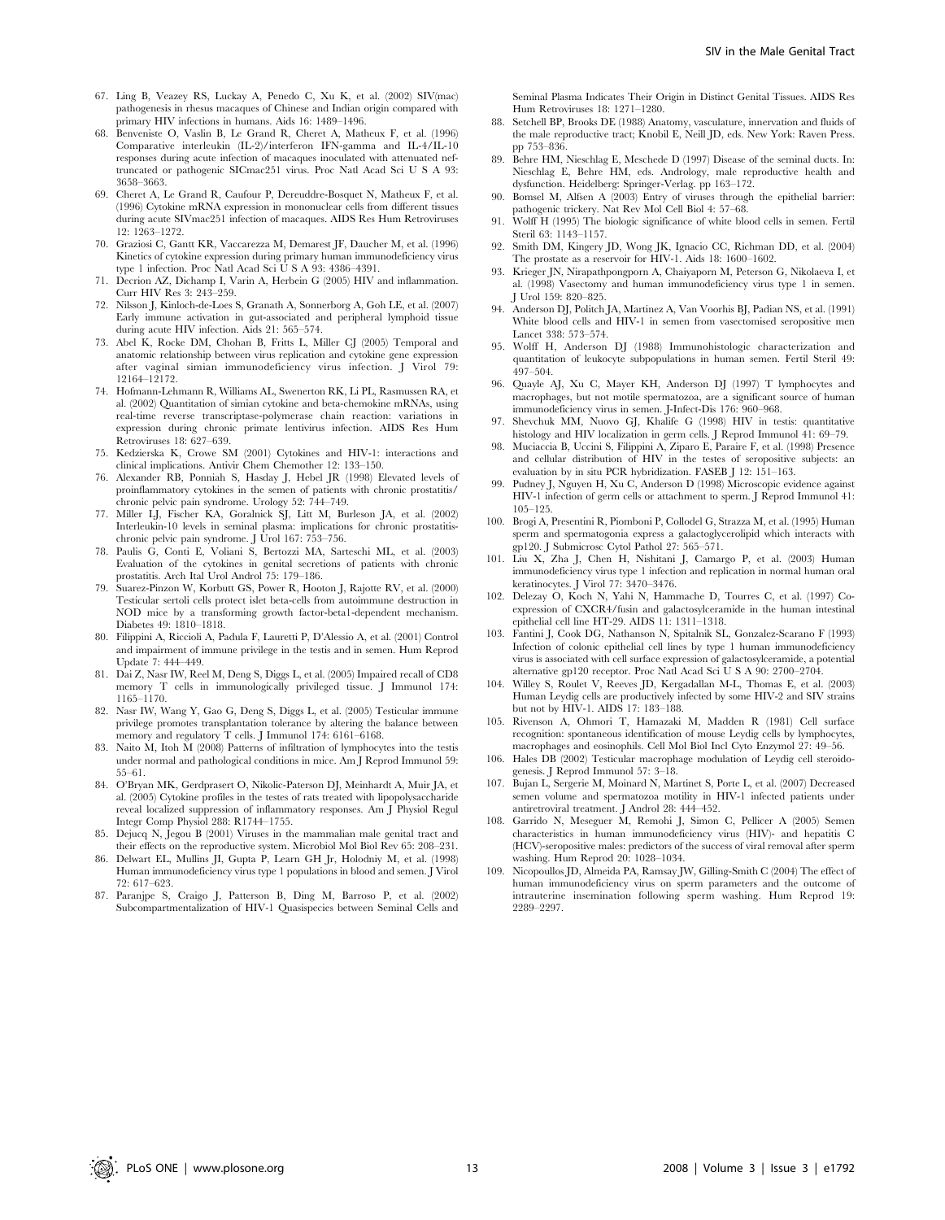67. Ling B, Veazey RS, Luckay A, Penedo C, Xu K, et al. (2002) SIV(mac) pathogenesis in rhesus macaques of Chinese and Indian origin compared with primary HIV infections in humans. Aids 16: 1489–1496.
68. Benveniste O, Vaslin B, Le Grand R, Cheret A, Matheux F, et al. (1996) Comparative interleukin (IL-2)/interferon IFN-gamma and IL-4/IL-10 responses during acute infection of macaques inoculated with attenuated nef-truncated or pathogenic SICmac251 virus. Proc Natl Acad Sci U S A 93: 3658–3663.
69. Cheret A, Le Grand R, Caufour P, Dereuddre-Bosquet N, Matheux F, et al. (1996) Cytokine mRNA expression in mononuclear cells from different tissues during acute SIVmac251 infection of macaques. AIDS Res Hum Retroviruses 12: 1263–1272.
70. Graziosi C, Gantt KR, Vaccarezza M, Demarest JF, Daucher M, et al. (1996) Kinetics of cytokine expression during primary human immunodeficiency virus type 1 infection. Proc Natl Acad Sci U S A 93: 4386–4391.
71. Decrion AZ, Dichamp I, Varin A, Herbein G (2005) HIV and inflammation. Curr HIV Res 3: 243–259.
72. Nilsson J, Kinloch-de-Loes S, Granath A, Sonnerborg A, Goh LE, et al. (2007) Early immune activation in gut-associated and peripheral lymphoid tissue during acute HIV infection. Aids 21: 565–574.
73. Abel K, Rocke DM, Chohan B, Fritts L, Miller CJ (2005) Temporal and anatomic relationship between virus replication and cytokine gene expression after vaginal simian immunodeficiency virus infection. J Virol 79: 12164–12172.
74. Hofmann-Lehmann R, Williams AL, Swenerton RK, Li PL, Rasmussen RA, et al. (2002) Quantitation of simian cytokine and beta-chemokine mRNAs, using real-time reverse transcriptase-polymerase chain reaction: variations in expression during chronic primate lentivirus infection. AIDS Res Hum Retroviruses 18: 627–639.
75. Kedzierska K, Crowe SM (2001) Cytokines and HIV-1: interactions and clinical implications. Antivir Chem Chemother 12: 133–150.
76. Alexander RB, Ponniah S, Hasday J, Hebel JR (1998) Elevated levels of proinflammatory cytokines in the semen of patients with chronic prostatitis/chronic pelvic pain syndrome. Urology 52: 744–749.
77. Miller LJ, Fischer KA, Goralnick SJ, Litt M, Burleson JA, et al. (2002) Interleukin-10 levels in seminal plasma: implications for chronic prostatitis-chronic pelvic pain syndrome. J Urol 167: 753–756.
78. Paulis G, Conti E, Voliani S, Bertozzi MA, Sarteschi ML, et al. (2003) Evaluation of the cytokines in genital secretions of patients with chronic prostatitis. Arch Ital Urol Androl 75: 179–186.
79. Suarez-Pinzon W, Korbutt GS, Power R, Hooton J, Rajotte RV, et al. (2000) Testicular sertoli cells protect islet beta-cells from autoimmune destruction in NOD mice by a transforming growth factor-beta1-dependent mechanism. Diabetes 49: 1810–1818.
80. Filippini A, Riccioli A, Padula F, Lauretti P, D'Alessio A, et al. (2001) Control and impairment of immune privilege in the testis and in semen. Hum Reprod Update 7: 444–449.
81. Dai Z, Nasr IW, Reel M, Deng S, Diggs L, et al. (2005) Impaired recall of CD8 memory T cells in immunologically privileged tissue. J Immunol 174: 1165–1170.
82. Nasr IW, Wang Y, Gao G, Deng S, Diggs L, et al. (2005) Testicular immune privilege promotes transplantation tolerance by altering the balance between memory and regulatory T cells. J Immunol 174: 6161–6168.
83. Naito M, Itoh M (2008) Patterns of infiltration of lymphocytes into the testis under normal and pathological conditions in mice. Am J Reprod Immunol 59: 55–61.
84. O'Bryan MK, Gerdprasert O, Nikolic-Paterson DJ, Meinhardt A, Muir JA, et al. (2005) Cytokine profiles in the testes of rats treated with lipopolysaccharide reveal localized suppression of inflammatory responses. Am J Physiol Regul Integr Comp Physiol 288: R1744–1755.
85. Dejucq N, Jegou B (2001) Viruses in the mammalian male genital tract and their effects on the reproductive system. Microbiol Mol Biol Rev 65: 208–231.
86. Delwart EL, Mullins JI, Gupta P, Learn GH Jr, Holodniy M, et al. (1998) Human immunodeficiency virus type 1 populations in blood and semen. J Virol 72: 617–623.
87. Paranjpe S, Craigo J, Patterson B, Ding M, Barroso P, et al. (2002) Subcompartmentalization of HIV-1 Quasispecies between Seminal Cells and Seminal Plasma Indicates Their Origin in Distinct Genital Tissues. AIDS Res Hum Retroviruses 18: 1271–1280.
88. Setchell BP, Brooks DE (1988) Anatomy, vasculature, innervation and fluids of the male reproductive tract; Knobil E, Neill JD, eds. New York: Raven Press. pp 753–836.
89. Behre HM, Nieschlag E, Meschede D (1997) Disease of the seminal ducts. In: Nieschlag E, Behre HM, eds. Andrology, male reproductive health and dysfunction. Heidelberg: Springer-Verlag. pp 163–172.
90. Bomsel M, Alfsen A (2003) Entry of viruses through the epithelial barrier: pathogenic trickery. Nat Rev Mol Cell Biol 4: 57–68.
91. Wolff H (1995) The biologic significance of white blood cells in semen. Fertil Steril 63: 1143–1157.
92. Smith DM, Kingery JD, Wong JK, Ignacio CC, Richman DD, et al. (2004) The prostate as a reservoir for HIV-1. Aids 18: 1600–1602.
93. Krieger JN, Nirapathpongporn A, Chaiyaporn M, Peterson G, Nikolaeva I, et al. (1998) Vasectomy and human immunodeficiency virus type 1 in semen. J Urol 159: 820–825.
94. Anderson DJ, Politch JA, Martinez A, Van Voorhis BJ, Padian NS, et al. (1991) White blood cells and HIV-1 in semen from vasectomised seropositive men Lancet 338: 573–574.
95. Wolff H, Anderson DJ (1988) Immunohistologic characterization and quantitation of leukocyte subpopulations in human semen. Fertil Steril 49: 497–504.
96. Quayle AJ, Xu C, Mayer KH, Anderson DJ (1997) T lymphocytes and macrophages, but not motile spermatozoa, are a significant source of human immunodeficiency virus in semen. J-Infect-Dis 176: 960–968.
97. Shevchuk MM, Nuovo GJ, Khalife G (1998) HIV in testis: quantitative histology and HIV localization in germ cells. J Reprod Immunol 41: 69–79.
98. Muciaccia B, Uccini S, Filippini A, Ziparo E, Paraire F, et al. (1998) Presence and cellular distribution of HIV in the testes of seropositive subjects: an evaluation by in situ PCR hybridization. FASEB J 12: 151–163.
99. Pudney J, Nguyen H, Xu C, Anderson D (1998) Microscopic evidence against HIV-1 infection of germ cells or attachment to sperm. J Reprod Immunol 41: 105–125.
100. Brogi A, Presentini R, Piomboni P, Collodel G, Strazza M, et al. (1995) Human sperm and spermatogonia express a galactoglycerolipid which interacts with gp120. J Submicrosc Cytol Pathol 27: 565–571.
101. Liu X, Zha J, Chen H, Nishitani J, Camargo P, et al. (2003) Human immunodeficiency virus type 1 infection and replication in normal human oral keratinocytes. J Virol 77: 3470–3476.
102. Delezay O, Koch N, Yahi N, Hammache D, Tourres C, et al. (1997) Co-expression of CXCR4/fusin and galactosylceramide in the human intestinal epithelial cell line HT-29. AIDS 11: 1311–1318.
103. Fantini J, Cook DG, Nathanson N, Spitalnik SL, Gonzalez-Scarano F (1993) Infection of colonic epithelial cell lines by type 1 human immunodeficiency virus is associated with cell surface expression of galactosylceramide, a potential alternative gp120 receptor. Proc Natl Acad Sci U S A 90: 2700–2704.
104. Willey S, Roulet V, Reeves JD, Kergadallan M-L, Thomas E, et al. (2003) Human Leydig cells are productively infected by some HIV-2 and SIV strains but not by HIV-1. AIDS 17: 183–188.
105. Rivenson A, Ohmori T, Hamazaki M, Madden R (1981) Cell surface recognition: spontaneous identification of mouse Leydig cells by lymphocytes, macrophages and eosinophils. Cell Mol Biol Incl Cyto Enzymol 27: 49–56.
106. Hales DB (2002) Testicular macrophage modulation of Leydig cell steroidogenesis. J Reprod Immunol 57: 3–18.
107. Bujan L, Sergerie M, Moinard N, Martinet S, Porte L, et al. (2007) Decreased semen volume and spermatozoa motility in HIV-1 infected patients under antiretroviral treatment. J Androl 28: 444–452.
108. Garrido N, Meseguer M, Remohi J, Simon C, Pellicer A (2005) Semen characteristics in human immunodeficiency virus (HIV)- and hepatitis C (HCV)-seropositive males: predictors of the success of viral removal after sperm washing. Hum Reprod 20: 1028–1034.
109. Nicopoullos JD, Almeida PA, Ramsay JW, Gilling-Smith C (2004) The effect of human immunodeficiency virus on sperm parameters and the outcome of intrauterine insemination following sperm washing. Hum Reprod 19: 2289–2297.